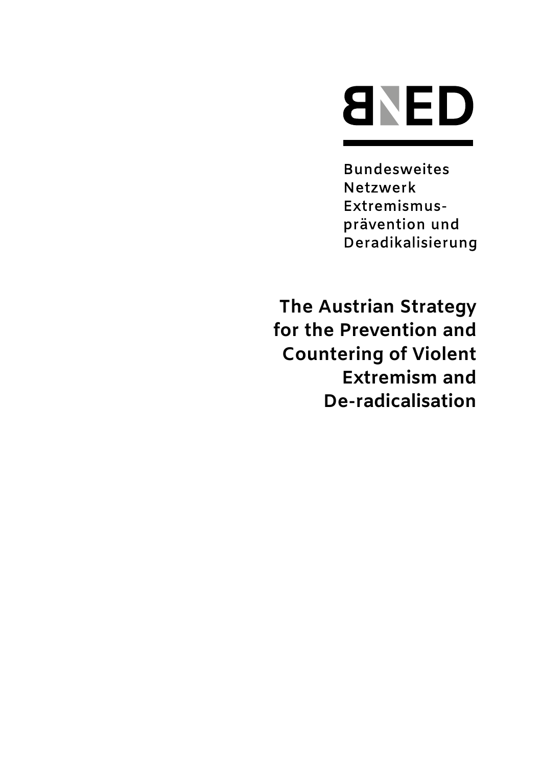BNED

Bundesweites
Netzwerk
Extremismus-
prävention und
Deradikalisierung

# The Austrian Strategy for the Prevention and Countering of Violent Extremism and De-radicalisation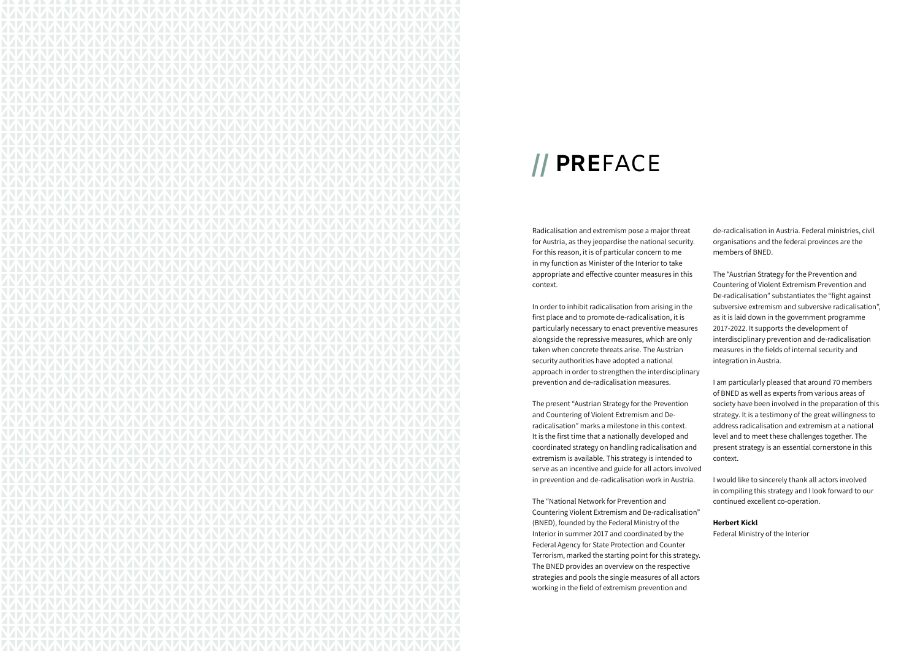# // PREFACE

Radicalisation and extremism pose a major threat for Austria, as they jeopardise the national security. For this reason, it is of particular concern to me in my function as Minister of the Interior to take appropriate and effective counter measures in this context.

In order to inhibit radicalisation from arising in the first place and to promote de-radicalisation, it is particularly necessary to enact preventive measures alongside the repressive measures, which are only taken when concrete threats arise. The Austrian security authorities have adopted a national approach in order to strengthen the interdisciplinary prevention and de-radicalisation measures.

The present "Austrian Strategy for the Prevention and Countering of Violent Extremism and De-radicalisation" marks a milestone in this context. It is the first time that a nationally developed and coordinated strategy on handling radicalisation and extremism is available. This strategy is intended to serve as an incentive and guide for all actors involved in prevention and de-radicalisation work in Austria.

The "National Network for Prevention and Countering Violent Extremism and De-radicalisation" (BNED), founded by the Federal Ministry of the Interior in summer 2017 and coordinated by the Federal Agency for State Protection and Counter Terrorism, marked the starting point for this strategy. The BNED provides an overview on the respective strategies and pools the single measures of all actors working in the field of extremism prevention and de-radicalisation in Austria. Federal ministries, civil organisations and the federal provinces are the members of BNED.

The "Austrian Strategy for the Prevention and Countering of Violent Extremism Prevention and De-radicalisation" substantiates the "fight against subversive extremism and subversive radicalisation", as it is laid down in the government programme 2017-2022. It supports the development of interdisciplinary prevention and de-radicalisation measures in the fields of internal security and integration in Austria.

I am particularly pleased that around 70 members of BNED as well as experts from various areas of society have been involved in the preparation of this strategy. It is a testimony of the great willingness to address radicalisation and extremism at a national level and to meet these challenges together. The present strategy is an essential cornerstone in this context.

I would like to sincerely thank all actors involved in compiling this strategy and I look forward to our continued excellent co-operation.

**Herbert Kickl**
Federal Ministry of the Interior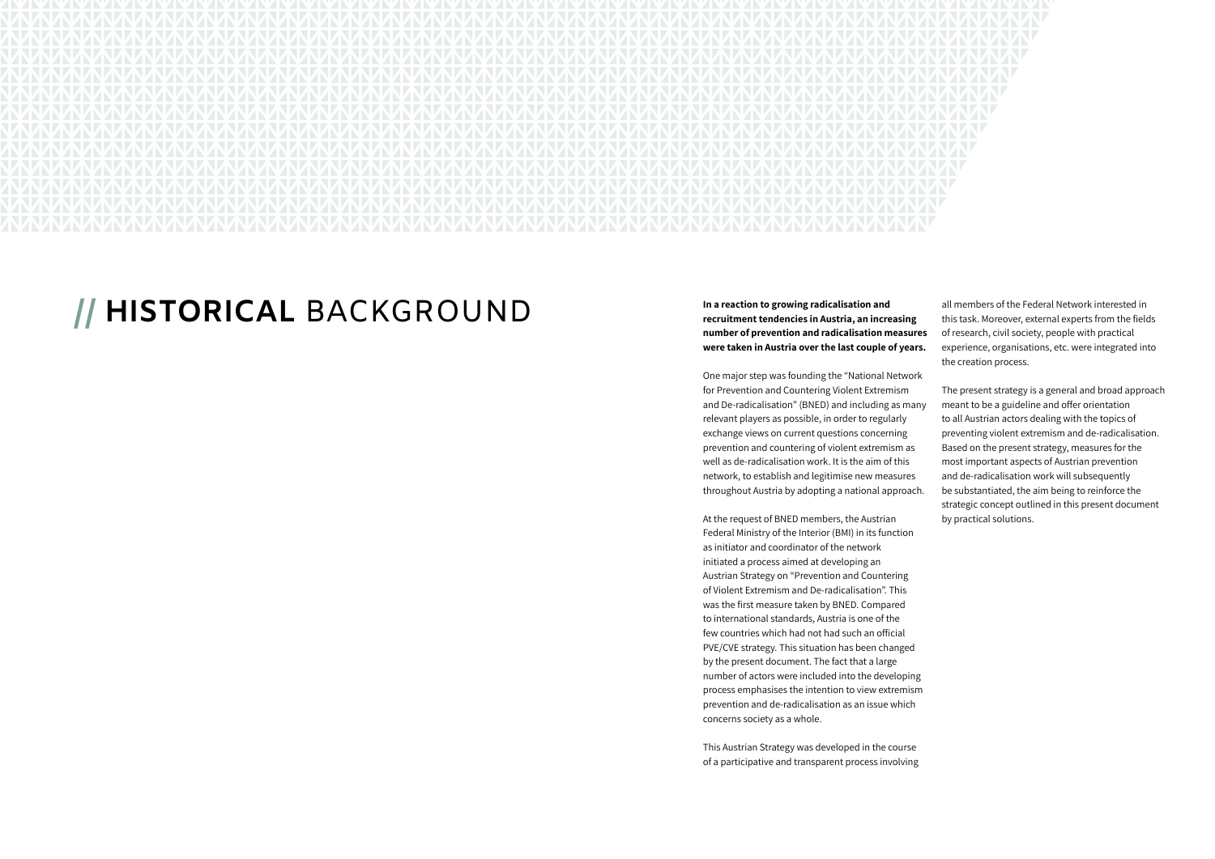# // HISTORICAL BACKGROUND

**In a reaction to growing radicalisation and recruitment tendencies in Austria, an increasing number of prevention and radicalisation measures were taken in Austria over the last couple of years.**

One major step was founding the "National Network for Prevention and Countering Violent Extremism and De-radicalisation" (BNED) and including as many relevant players as possible, in order to regularly exchange views on current questions concerning prevention and countering of violent extremism as well as de-radicalisation work. It is the aim of this network, to establish and legitimise new measures throughout Austria by adopting a national approach.

At the request of BNED members, the Austrian Federal Ministry of the Interior (BMI) in its function as initiator and coordinator of the network initiated a process aimed at developing an Austrian Strategy on "Prevention and Countering of Violent Extremism and De-radicalisation". This was the first measure taken by BNED. Compared to international standards, Austria is one of the few countries which had not had such an official PVE/CVE strategy. This situation has been changed by the present document. The fact that a large number of actors were included into the developing process emphasises the intention to view extremism prevention and de-radicalisation as an issue which concerns society as a whole.

This Austrian Strategy was developed in the course of a participative and transparent process involving all members of the Federal Network interested in this task. Moreover, external experts from the fields of research, civil society, people with practical experience, organisations, etc. were integrated into the creation process.

The present strategy is a general and broad approach meant to be a guideline and offer orientation to all Austrian actors dealing with the topics of preventing violent extremism and de-radicalisation. Based on the present strategy, measures for the most important aspects of Austrian prevention and de-radicalisation work will subsequently be substantiated, the aim being to reinforce the strategic concept outlined in this present document by practical solutions.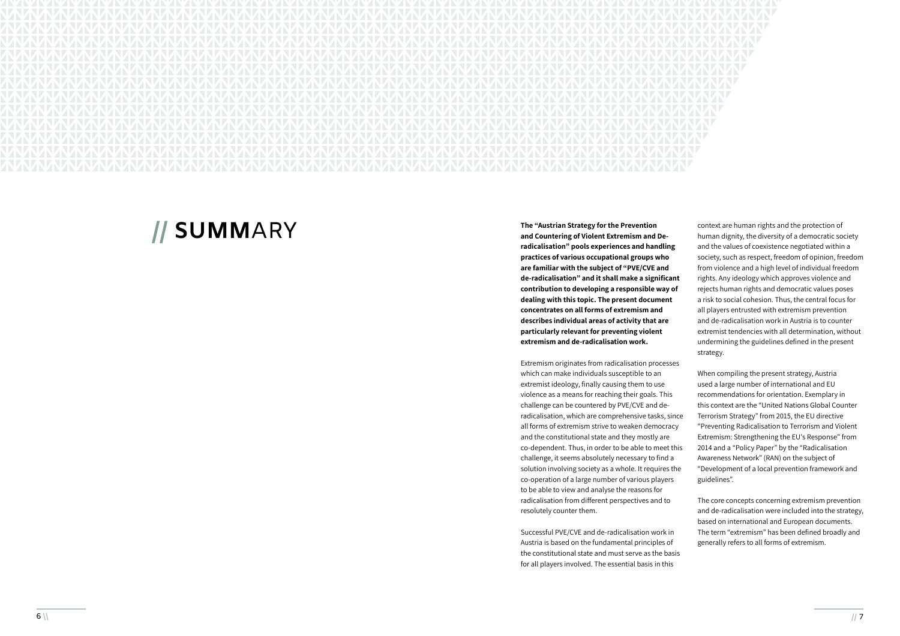# // SUMMARY

**The "Austrian Strategy for the Prevention and Countering of Violent Extremism and De-radicalisation" pools experiences and handling practices of various occupational groups who are familiar with the subject of "PVE/CVE and de-radicalisation" and it shall make a significant contribution to developing a responsible way of dealing with this topic. The present document concentrates on all forms of extremism and describes individual areas of activity that are particularly relevant for preventing violent extremism and de-radicalisation work.**

Extremism originates from radicalisation processes which can make individuals susceptible to an extremist ideology, finally causing them to use violence as a means for reaching their goals. This challenge can be countered by PVE/CVE and de-radicalisation, which are comprehensive tasks, since all forms of extremism strive to weaken democracy and the constitutional state and they mostly are co-dependent. Thus, in order to be able to meet this challenge, it seems absolutely necessary to find a solution involving society as a whole. It requires the co-operation of a large number of various players to be able to view and analyse the reasons for radicalisation from different perspectives and to resolutely counter them.

Successful PVE/CVE and de-radicalisation work in Austria is based on the fundamental principles of the constitutional state and must serve as the basis for all players involved. The essential basis in this context are human rights and the protection of human dignity, the diversity of a democratic society and the values of coexistence negotiated within a society, such as respect, freedom of opinion, freedom from violence and a high level of individual freedom rights. Any ideology which approves violence and rejects human rights and democratic values poses a risk to social cohesion. Thus, the central focus for all players entrusted with extremism prevention and de-radicalisation work in Austria is to counter extremist tendencies with all determination, without undermining the guidelines defined in the present strategy.

When compiling the present strategy, Austria used a large number of international and EU recommendations for orientation. Exemplary in this context are the "United Nations Global Counter Terrorism Strategy" from 2015, the EU directive "Preventing Radicalisation to Terrorism and Violent Extremism: Strengthening the EU's Response" from 2014 and a "Policy Paper" by the "Radicalisation Awareness Network" (RAN) on the subject of "Development of a local prevention framework and guidelines".

The core concepts concerning extremism prevention and de-radicalisation were included into the strategy, based on international and European documents. The term "extremism" has been defined broadly and generally refers to all forms of extremism.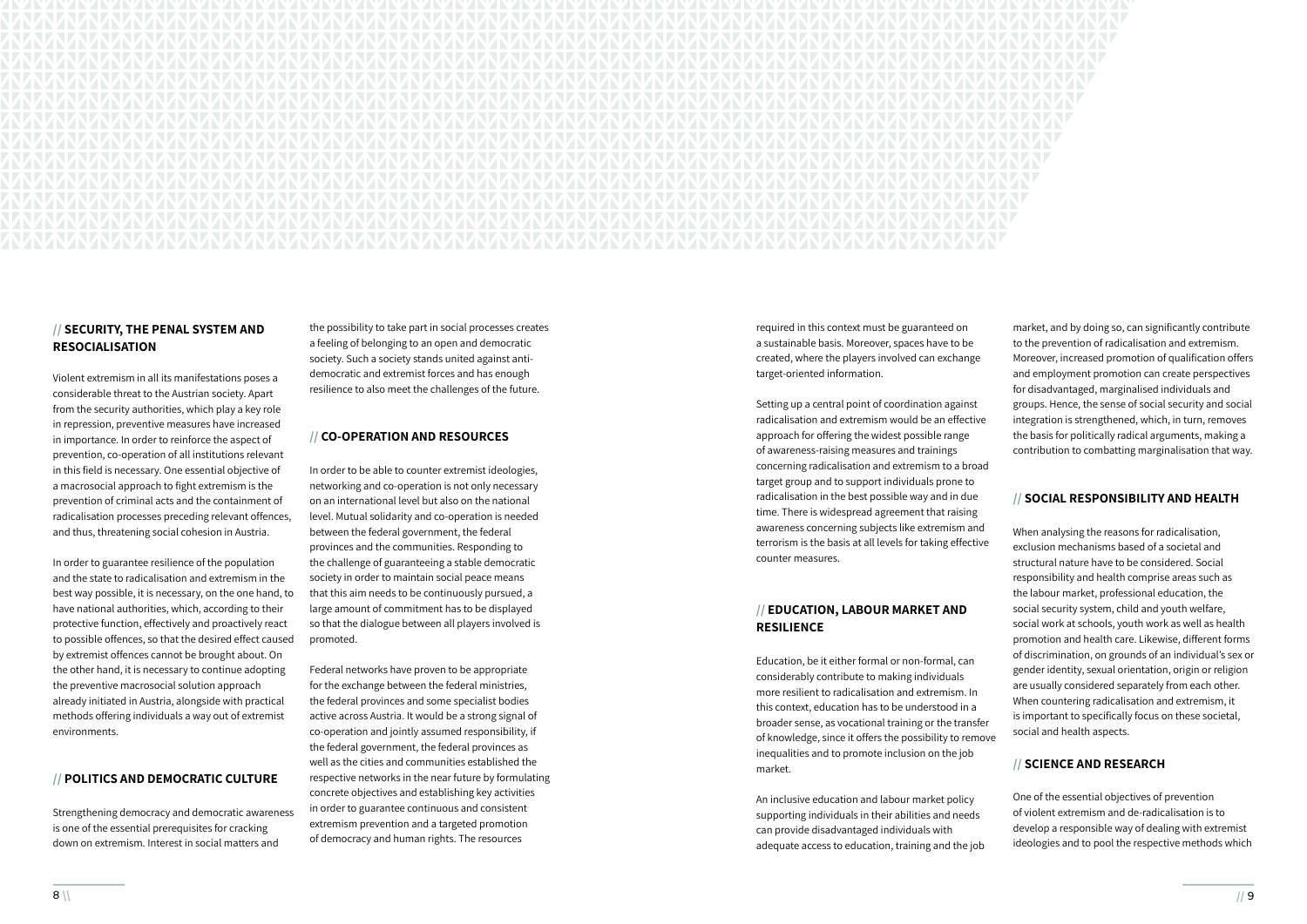## // SECURITY, THE PENAL SYSTEM AND RESOCIALISATION

Violent extremism in all its manifestations poses a considerable threat to the Austrian society. Apart from the security authorities, which play a key role in repression, preventive measures have increased in importance. In order to reinforce the aspect of prevention, co-operation of all institutions relevant in this field is necessary. One essential objective of a macrosocial approach to fight extremism is the prevention of criminal acts and the containment of radicalisation processes preceding relevant offences, and thus, threatening social cohesion in Austria.

In order to guarantee resilience of the population and the state to radicalisation and extremism in the best way possible, it is necessary, on the one hand, to have national authorities, which, according to their protective function, effectively and proactively react to possible offences, so that the desired effect caused by extremist offences cannot be brought about. On the other hand, it is necessary to continue adopting the preventive macrosocial solution approach already initiated in Austria, alongside with practical methods offering individuals a way out of extremist environments.

## // POLITICS AND DEMOCRATIC CULTURE

Strengthening democracy and democratic awareness is one of the essential prerequisites for cracking down on extremism. Interest in social matters and the possibility to take part in social processes creates a feeling of belonging to an open and democratic society. Such a society stands united against anti-democratic and extremist forces and has enough resilience to also meet the challenges of the future.

## // CO-OPERATION AND RESOURCES

In order to be able to counter extremist ideologies, networking and co-operation is not only necessary on an international level but also on the national level. Mutual solidarity and co-operation is needed between the federal government, the federal provinces and the communities. Responding to the challenge of guaranteeing a stable democratic society in order to maintain social peace means that this aim needs to be continuously pursued, a large amount of commitment has to be displayed so that the dialogue between all players involved is promoted.

Federal networks have proven to be appropriate for the exchange between the federal ministries, the federal provinces and some specialist bodies active across Austria. It would be a strong signal of co-operation and jointly assumed responsibility, if the federal government, the federal provinces as well as the cities and communities established the respective networks in the near future by formulating concrete objectives and establishing key activities in order to guarantee continuous and consistent extremism prevention and a targeted promotion of democracy and human rights. The resources required in this context must be guaranteed on a sustainable basis. Moreover, spaces have to be created, where the players involved can exchange target-oriented information.

Setting up a central point of coordination against radicalisation and extremism would be an effective approach for offering the widest possible range of awareness-raising measures and trainings concerning radicalisation and extremism to a broad target group and to support individuals prone to radicalisation in the best possible way and in due time. There is widespread agreement that raising awareness concerning subjects like extremism and terrorism is the basis at all levels for taking effective counter measures.

## // EDUCATION, LABOUR MARKET AND RESILIENCE

Education, be it either formal or non-formal, can considerably contribute to making individuals more resilient to radicalisation and extremism. In this context, education has to be understood in a broader sense, as vocational training or the transfer of knowledge, since it offers the possibility to remove inequalities and to promote inclusion on the job market.

An inclusive education and labour market policy supporting individuals in their abilities and needs can provide disadvantaged individuals with adequate access to education, training and the job market, and by doing so, can significantly contribute to the prevention of radicalisation and extremism. Moreover, increased promotion of qualification offers and employment promotion can create perspectives for disadvantaged, marginalised individuals and groups. Hence, the sense of social security and social integration is strengthened, which, in turn, removes the basis for politically radical arguments, making a contribution to combatting marginalisation that way.

## // SOCIAL RESPONSIBILITY AND HEALTH

When analysing the reasons for radicalisation, exclusion mechanisms based of a societal and structural nature have to be considered. Social responsibility and health comprise areas such as the labour market, professional education, the social security system, child and youth welfare, social work at schools, youth work as well as health promotion and health care. Likewise, different forms of discrimination, on grounds of an individual's sex or gender identity, sexual orientation, origin or religion are usually considered separately from each other. When countering radicalisation and extremism, it is important to specifically focus on these societal, social and health aspects.

## // SCIENCE AND RESEARCH

One of the essential objectives of prevention of violent extremism and de-radicalisation is to develop a responsible way of dealing with extremist ideologies and to pool the respective methods which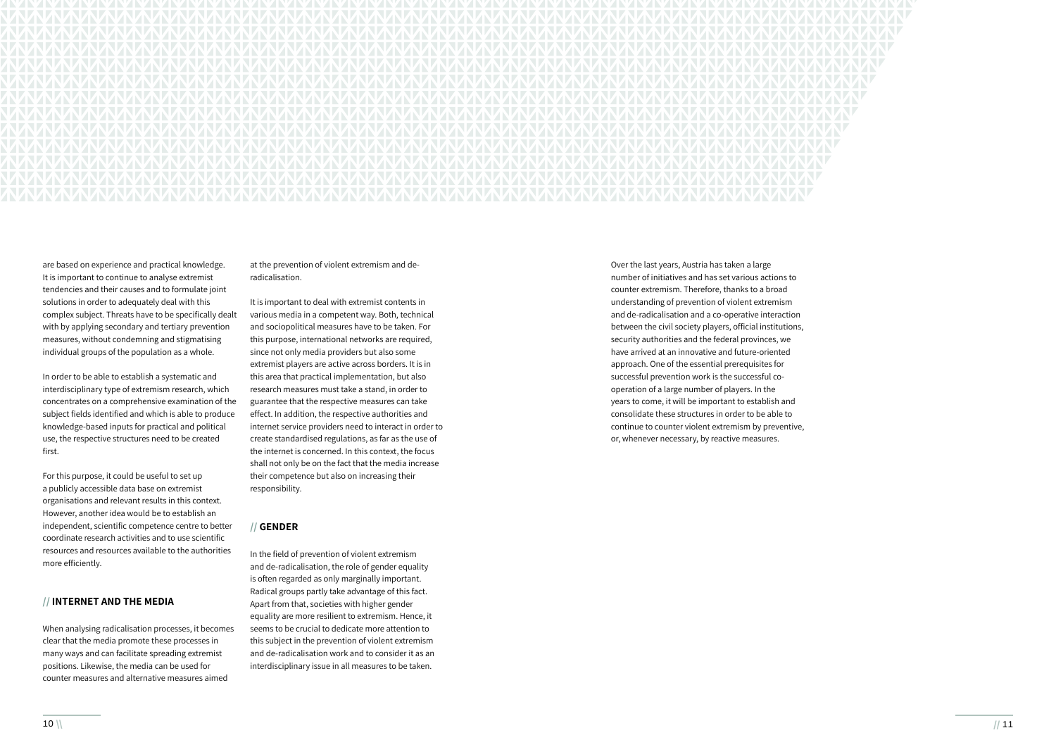are based on experience and practical knowledge. It is important to continue to analyse extremist tendencies and their causes and to formulate joint solutions in order to adequately deal with this complex subject. Threats have to be specifically dealt with by applying secondary and tertiary prevention measures, without condemning and stigmatising individual groups of the population as a whole.

In order to be able to establish a systematic and interdisciplinary type of extremism research, which concentrates on a comprehensive examination of the subject fields identified and which is able to produce knowledge-based inputs for practical and political use, the respective structures need to be created first.

For this purpose, it could be useful to set up a publicly accessible data base on extremist organisations and relevant results in this context. However, another idea would be to establish an independent, scientific competence centre to better coordinate research activities and to use scientific resources and resources available to the authorities more efficiently.

## // INTERNET AND THE MEDIA

When analysing radicalisation processes, it becomes clear that the media promote these processes in many ways and can facilitate spreading extremist positions. Likewise, the media can be used for counter measures and alternative measures aimed at the prevention of violent extremism and de-radicalisation.

It is important to deal with extremist contents in various media in a competent way. Both, technical and sociopolitical measures have to be taken. For this purpose, international networks are required, since not only media providers but also some extremist players are active across borders. It is in this area that practical implementation, but also research measures must take a stand, in order to guarantee that the respective measures can take effect. In addition, the respective authorities and internet service providers need to interact in order to create standardised regulations, as far as the use of the internet is concerned. In this context, the focus shall not only be on the fact that the media increase their competence but also on increasing their responsibility.

## // GENDER

In the field of prevention of violent extremism and de-radicalisation, the role of gender equality is often regarded as only marginally important. Radical groups partly take advantage of this fact. Apart from that, societies with higher gender equality are more resilient to extremism. Hence, it seems to be crucial to dedicate more attention to this subject in the prevention of violent extremism and de-radicalisation work and to consider it as an interdisciplinary issue in all measures to be taken.

Over the last years, Austria has taken a large number of initiatives and has set various actions to counter extremism. Therefore, thanks to a broad understanding of prevention of violent extremism and de-radicalisation and a co-operative interaction between the civil society players, official institutions, security authorities and the federal provinces, we have arrived at an innovative and future-oriented approach. One of the essential prerequisites for successful prevention work is the successful co-operation of a large number of players. In the years to come, it will be important to establish and consolidate these structures in order to be able to continue to counter violent extremism by preventive, or, whenever necessary, by reactive measures.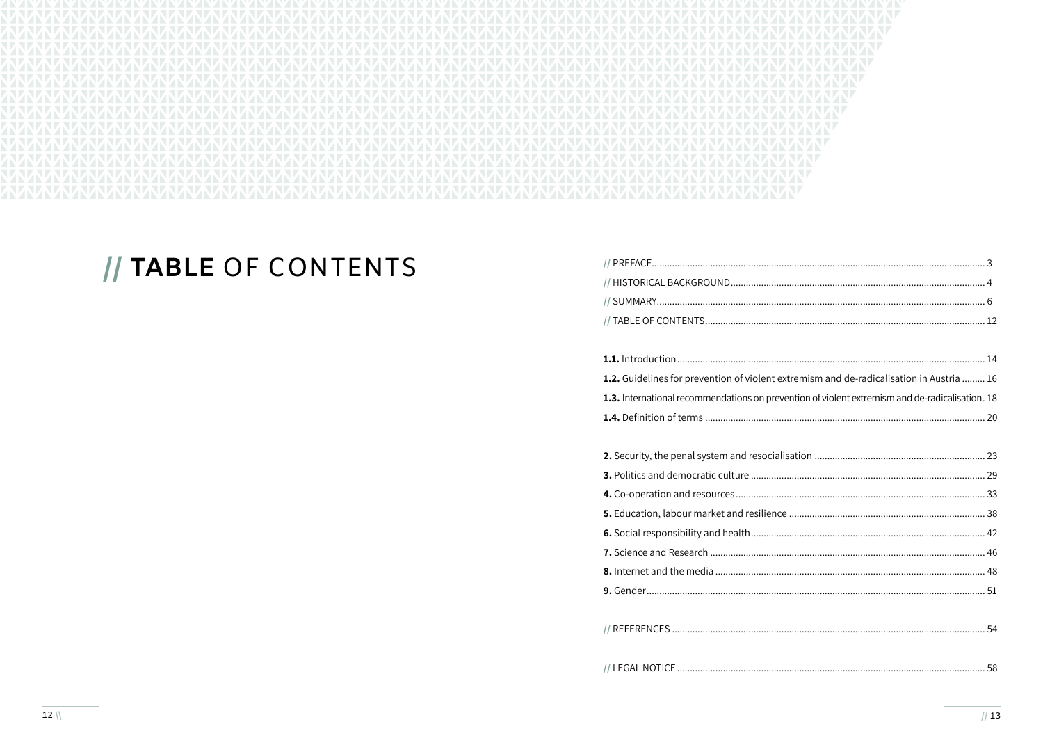# // **TABLE** OF CONTENTS

// PREFACE ........................................................................ 3
// HISTORICAL BACKGROUND ........................................................ 4
// SUMMARY ........................................................................ 6
// TABLE OF CONTENTS .............................................................. 12

**1.1.** Introduction .................................................................... 14
**1.2.** Guidelines for prevention of violent extremism and de-radicalisation in Austria ......... 16
**1.3.** International recommendations on prevention of violent extremism and de-radicalisation . 18
**1.4.** Definition of terms ............................................................ 20

**2.** Security, the penal system and resocialisation ..................................... 23
**3.** Politics and democratic culture ................................................... 29
**4.** Co-operation and resources ........................................................ 33
**5.** Education, labour market and resilience ........................................... 38
**6.** Social responsibility and health .................................................. 42
**7.** Science and Research .............................................................. 46
**8.** Internet and the media ............................................................ 48
**9.** Gender ............................................................................ 51

// REFERENCES ...................................................................... 54

// LEGAL NOTICE .................................................................... 58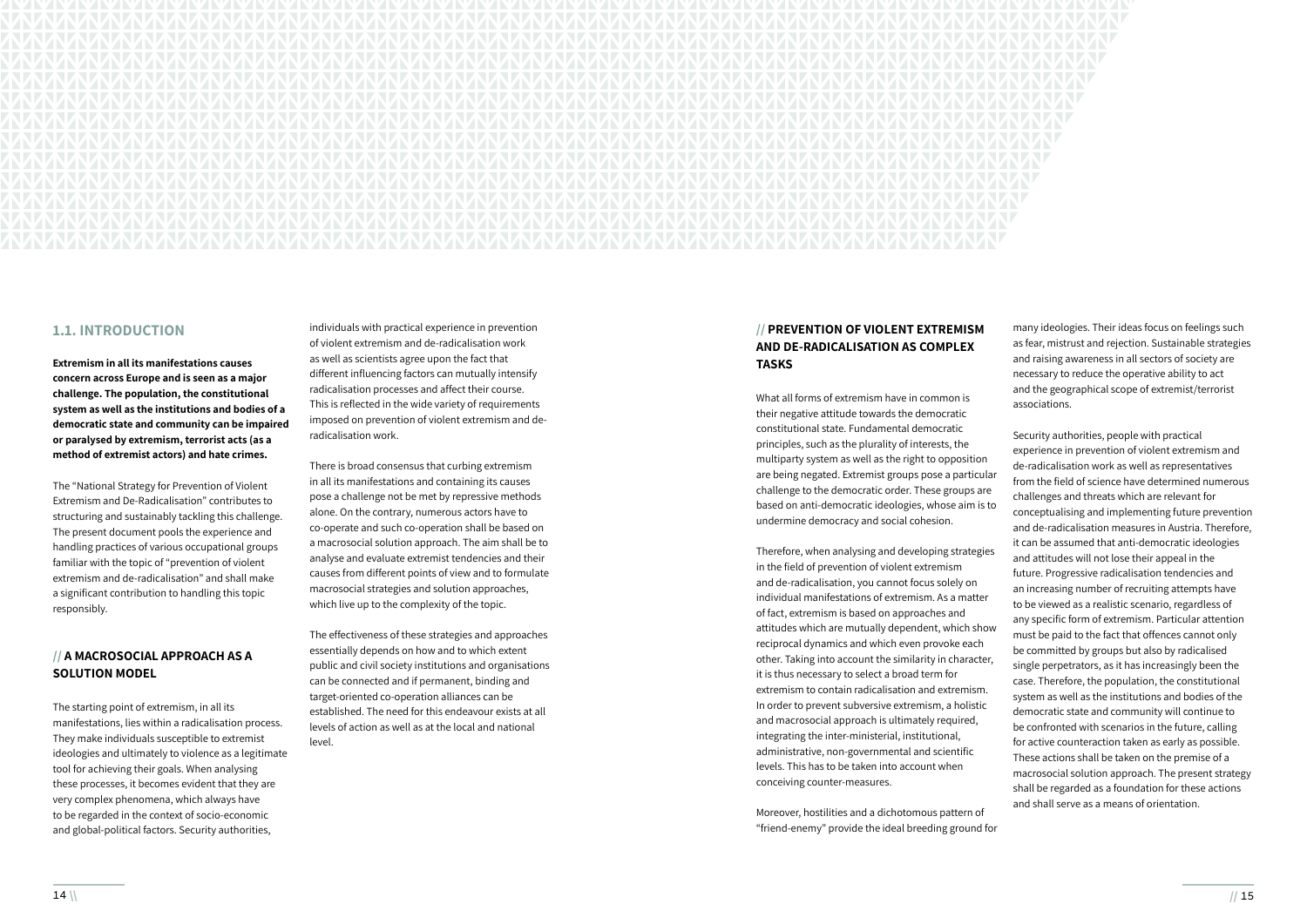## 1.1. INTRODUCTION

**Extremism in all its manifestations causes concern across Europe and is seen as a major challenge. The population, the constitutional system as well as the institutions and bodies of a democratic state and community can be impaired or paralysed by extremism, terrorist acts (as a method of extremist actors) and hate crimes.**

The "National Strategy for Prevention of Violent Extremism and De-Radicalisation" contributes to structuring and sustainably tackling this challenge. The present document pools the experience and handling practices of various occupational groups familiar with the topic of "prevention of violent extremism and de-radicalisation" and shall make a significant contribution to handling this topic responsibly.

### // A MACROSOCIAL APPROACH AS A SOLUTION MODEL

The starting point of extremism, in all its manifestations, lies within a radicalisation process. They make individuals susceptible to extremist ideologies and ultimately to violence as a legitimate tool for achieving their goals. When analysing these processes, it becomes evident that they are very complex phenomena, which always have to be regarded in the context of socio-economic and global-political factors. Security authorities, individuals with practical experience in prevention of violent extremism and de-radicalisation work as well as scientists agree upon the fact that different influencing factors can mutually intensify radicalisation processes and affect their course. This is reflected in the wide variety of requirements imposed on prevention of violent extremism and de-radicalisation work.

There is broad consensus that curbing extremism in all its manifestations and containing its causes pose a challenge not be met by repressive methods alone. On the contrary, numerous actors have to co-operate and such co-operation shall be based on a macrosocial solution approach. The aim shall be to analyse and evaluate extremist tendencies and their causes from different points of view and to formulate macrosocial strategies and solution approaches, which live up to the complexity of the topic.

The effectiveness of these strategies and approaches essentially depends on how and to which extent public and civil society institutions and organisations can be connected and if permanent, binding and target-oriented co-operation alliances can be established. The need for this endeavour exists at all levels of action as well as at the local and national level.

### // PREVENTION OF VIOLENT EXTREMISM AND DE-RADICALISATION AS COMPLEX TASKS

What all forms of extremism have in common is their negative attitude towards the democratic constitutional state. Fundamental democratic principles, such as the plurality of interests, the multiparty system as well as the right to opposition are being negated. Extremist groups pose a particular challenge to the democratic order. These groups are based on anti-democratic ideologies, whose aim is to undermine democracy and social cohesion.

Therefore, when analysing and developing strategies in the field of prevention of violent extremism and de-radicalisation, you cannot focus solely on individual manifestations of extremism. As a matter of fact, extremism is based on approaches and attitudes which are mutually dependent, which show reciprocal dynamics and which even provoke each other. Taking into account the similarity in character, it is thus necessary to select a broad term for extremism to contain radicalisation and extremism. In order to prevent subversive extremism, a holistic and macrosocial approach is ultimately required, integrating the inter-ministerial, institutional, administrative, non-governmental and scientific levels. This has to be taken into account when conceiving counter-measures.

Moreover, hostilities and a dichotomous pattern of "friend-enemy" provide the ideal breeding ground for many ideologies. Their ideas focus on feelings such as fear, mistrust and rejection. Sustainable strategies and raising awareness in all sectors of society are necessary to reduce the operative ability to act and the geographical scope of extremist/terrorist associations.

Security authorities, people with practical experience in prevention of violent extremism and de-radicalisation work as well as representatives from the field of science have determined numerous challenges and threats which are relevant for conceptualising and implementing future prevention and de-radicalisation measures in Austria. Therefore, it can be assumed that anti-democratic ideologies and attitudes will not lose their appeal in the future. Progressive radicalisation tendencies and an increasing number of recruiting attempts have to be viewed as a realistic scenario, regardless of any specific form of extremism. Particular attention must be paid to the fact that offences cannot only be committed by groups but also by radicalised single perpetrators, as it has increasingly been the case. Therefore, the population, the constitutional system as well as the institutions and bodies of the democratic state and community will continue to be confronted with scenarios in the future, calling for active counteraction taken as early as possible. These actions shall be taken on the premise of a macrosocial solution approach. The present strategy shall be regarded as a foundation for these actions and shall serve as a means of orientation.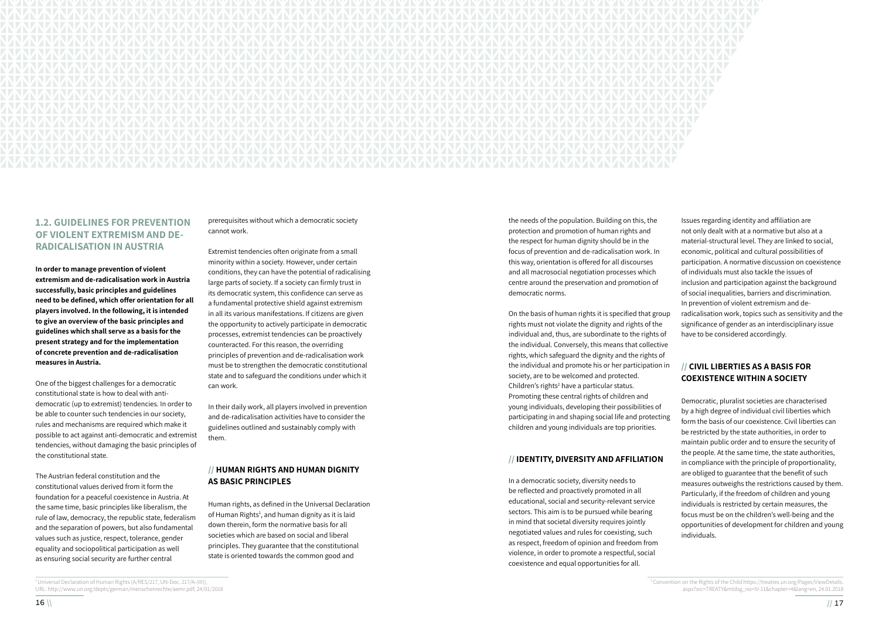## 1.2. GUIDELINES FOR PREVENTION OF VIOLENT EXTREMISM AND DE-RADICALISATION IN AUSTRIA

**In order to manage prevention of violent extremism and de-radicalisation work in Austria successfully, basic principles and guidelines need to be defined, which offer orientation for all players involved. In the following, it is intended to give an overview of the basic principles and guidelines which shall serve as a basis for the present strategy and for the implementation of concrete prevention and de-radicalisation measures in Austria.**

One of the biggest challenges for a democratic constitutional state is how to deal with anti-democratic (up to extremist) tendencies. In order to be able to counter such tendencies in our society, rules and mechanisms are required which make it possible to act against anti-democratic and extremist tendencies, without damaging the basic principles of the constitutional state.

The Austrian federal constitution and the constitutional values derived from it form the foundation for a peaceful coexistence in Austria. At the same time, basic principles like liberalism, the rule of law, democracy, the republic state, federalism and the separation of powers, but also fundamental values such as justice, respect, tolerance, gender equality and sociopolitical participation as well as ensuring social security are further central prerequisites without which a democratic society cannot work.

Extremist tendencies often originate from a small minority within a society. However, under certain conditions, they can have the potential of radicalising large parts of society. If a society can firmly trust in its democratic system, this confidence can serve as a fundamental protective shield against extremism in all its various manifestations. If citizens are given the opportunity to actively participate in democratic processes, extremist tendencies can be proactively counteracted. For this reason, the overriding principles of prevention and de-radicalisation work must be to strengthen the democratic constitutional state and to safeguard the conditions under which it can work.

In their daily work, all players involved in prevention and de-radicalisation activities have to consider the guidelines outlined and sustainably comply with them.

### // HUMAN RIGHTS AND HUMAN DIGNITY AS BASIC PRINCIPLES

Human rights, as defined in the Universal Declaration of Human Rights[1], and human dignity as it is laid down therein, form the normative basis for all societies which are based on social and liberal principles. They guarantee that the constitutional state is oriented towards the common good and the needs of the population. Building on this, the protection and promotion of human rights and the respect for human dignity should be in the focus of prevention and de-radicalisation work. In this way, orientation is offered for all discourses and all macrosocial negotiation processes which centre around the preservation and promotion of democratic norms.

On the basis of human rights it is specified that group rights must not violate the dignity and rights of the individual and, thus, are subordinate to the rights of the individual. Conversely, this means that collective rights, which safeguard the dignity and the rights of the individual and promote his or her participation in society, are to be welcomed and protected. Children's rights[2] have a particular status. Promoting these central rights of children and young individuals, developing their possibilities of participating in and shaping social life and protecting children and young individuals are top priorities.

### // IDENTITY, DIVERSITY AND AFFILIATION

In a democratic society, diversity needs to be reflected and proactively promoted in all educational, social and security-relevant service sectors. This aim is to be pursued while bearing in mind that societal diversity requires jointly negotiated values and rules for coexisting, such as respect, freedom of opinion and freedom from violence, in order to promote a respectful, social coexistence and equal opportunities for all.

Issues regarding identity and affiliation are not only dealt with at a normative but also at a material-structural level. They are linked to social, economic, political and cultural possibilities of participation. A normative discussion on coexistence of individuals must also tackle the issues of inclusion and participation against the background of social inequalities, barriers and discrimination. In prevention of violent extremism and de-radicalisation work, topics such as sensitivity and the significance of gender as an interdisciplinary issue have to be considered accordingly.

### // CIVIL LIBERTIES AS A BASIS FOR COEXISTENCE WITHIN A SOCIETY

Democratic, pluralist societies are characterised by a high degree of individual civil liberties which form the basis of our coexistence. Civil liberties can be restricted by the state authorities, in order to maintain public order and to ensure the security of the people. At the same time, the state authorities, in compliance with the principle of proportionality, are obliged to guarantee that the benefit of such measures outweighs the restrictions caused by them. Particularly, if the freedom of children and young individuals is restricted by certain measures, the focus must be on the children's well-being and the opportunities of development for children and young individuals.

---

[1] Universal Declaration of Human Rights (A/RES/217, UN-Doc. 217/A-(III)), URL: http://www.un.org/depts/german/menschenrechte/aemr.pdf, 24/01/2018

[2] Convention on the Rights of the Child https://treaties.un.org/Pages/ViewDetails.aspx?src=TREATY&mtdsg_no=IV-11&chapter=4&lang=en, 24.01.2018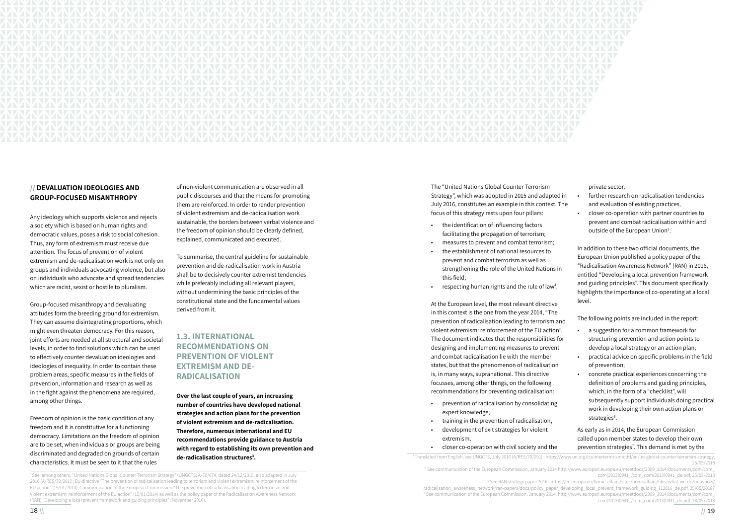## // DEVALUATION IDEOLOGIES AND GROUP-FOCUSED MISANTHROPY

Any ideology which supports violence and rejects a society which is based on human rights and democratic values, poses a risk to social cohesion. Thus, any form of extremism must receive due attention. The focus of prevention of violent extremism and de-radicalisation work is not only on groups and individuals advocating violence, but also on individuals who advocate and spread tendencies which are racist, sexist or hostile to pluralism.

Group-focused misanthropy and devaluating attitudes form the breeding ground for extremism. They can assume disintegrating proportions, which might even threaten democracy. For this reason, joint efforts are needed at all structural and societal levels, in order to find solutions which can be used to effectively counter devaluation ideologies and ideologies of inequality. In order to contain these problem areas, specific measures in the fields of prevention, information and research as well as in the fight against the phenomena are required, among other things.

Freedom of opinion is the basic condition of any freedom and it is constitutive for a functioning democracy. Limitations on the freedom of opinion are to be set, when individuals or groups are being discriminated and degraded on grounds of certain characteristics. It must be seen to it that the rules of non-violent communication are observed in all public discourses and that the means for promoting them are reinforced. In order to render prevention of violent extremism and de-radicalisation work sustainable, the borders between verbal violence and the freedom of opinion should be clearly defined, explained, communicated and executed.

To summarise, the central guideline for sustainable prevention and de-radicalisation work in Austria shall be to decisively counter extremist tendencies while preferably including all relevant players, without undermining the basic principles of the constitutional state and the fundamental values derived from it.

## 1.3. INTERNATIONAL RECOMMENDATIONS ON PREVENTION OF VIOLENT EXTREMISM AND DE-RADICALISATION

**Over the last couple of years, an increasing number of countries have developed national strategies and action plans for the prevention of violent extremism and de-radicalisation. Therefore, numerous international and EU recommendations provide guidance to Austria with regard to establishing its own prevention and de-radicalisation structures[3].**

The "United Nations Global Counter Terrorism Strategy", which was adopted in 2015 and adapted in July 2016, constitutes an example in this context. The focus of this strategy rests upon four pillars:

- the identification of influencing factors facilitating the propagation of terrorism;
- measures to prevent and combat terrorism;
- the establishment of national resources to prevent and combat terrorism as well as strengthening the role of the United Nations in this field;
- respecting human rights and the rule of law[4].

At the European level, the most relevant directive in this context is the one from the year 2014, "The prevention of radicalisation leading to terrorism and violent extremism: reinforcement of the EU action". The document indicates that the responsibilities for designing and implementing measures to prevent and combat radicalisation lie with the member states, but that the phenomenon of radicalisation is, in many ways, supranational. This directive focusses, among other things, on the following recommendations for preventing radicalisation:

- prevention of radicalisation by consolidating expert knowledge,
- training in the prevention of radicalisation,
- development of exit strategies for violent extremism,
- closer co-operation with civil society and the private sector,
- further research on radicalisation tendencies and evaluation of existing practices,
- closer co-operation with partner countries to prevent and combat radicalisation within and outside of the European Union[5].

In addition to these two official documents, the European Union published a policy paper of the "Radicalisation Awareness Network" (RAN) in 2016, entitled "Developing a local prevention framework and guiding principles". This document specifically highlights the importance of co-operating at a local level.

The following points are included in the report:

- a suggestion for a common framework for structuring prevention and action points to develop a local strategy or an action plan;
- practical advice on specific problems in the field of prevention;
- concrete practical experiences concerning the definition of problems and guiding principles, which, in the form of a "checklist", will subsequently support individuals doing practical work in developing their own action plans or strategies[6].

As early as in 2014, the European Commission called upon member states to develop their own prevention strategies[7]. This demand is met by the

[3] See, among others, "United Nations Global Counter Terrorism Strategy" (UNGCTS; A/70/674, dated 24/12/2015, also adapted in July 2016 (A/RES/70/291)); EU directive "The prevention of radicalisation leading to terrorism and violent extremism: reinforcement of the EU action" (15/01/2014); Communication of the European Commission "The prevention of radicalisation leading to terrorism and violent extremism: reinforcement of the EU action" (15/01/2014) as well as the policy paper of the Radicalisation Awareness Network (RAN) "Developing a local prevent framework and guiding principles" (November 2016).

[4] Translated from English; see UNGCTS, July 2016 (A/RES/70/291) : https://www.un.org/counterterrorism/ctitf/en/un-global-counter-terrorism-strategy, 25/05/2018

[5] See communication of the European Commission, January 2014 http://www.europarl.europa.eu/meetdocs/2009_2014/documents/com/com_com(2013)0941_/com_com(2013)0941_de.pdf, 25/05/2018

[6] See RAN strategy paper 2016: https://ec.europa.eu/home-affairs/sites/homeaffairs/files/what-we-do/networks/radicalisation_awareness_network/ran-papers/docs/policy_paper_developing_local_prevent_framework_guiding_112016_de.pdf, 25/05/20187

[7] See communication of the European Commission, January 2014: http://www.europarl.europa.eu/meetdocs/2009_2014/documents/com/com_com(2013)0941_/com_com(2013)0941_de.pdf. 28/05/2018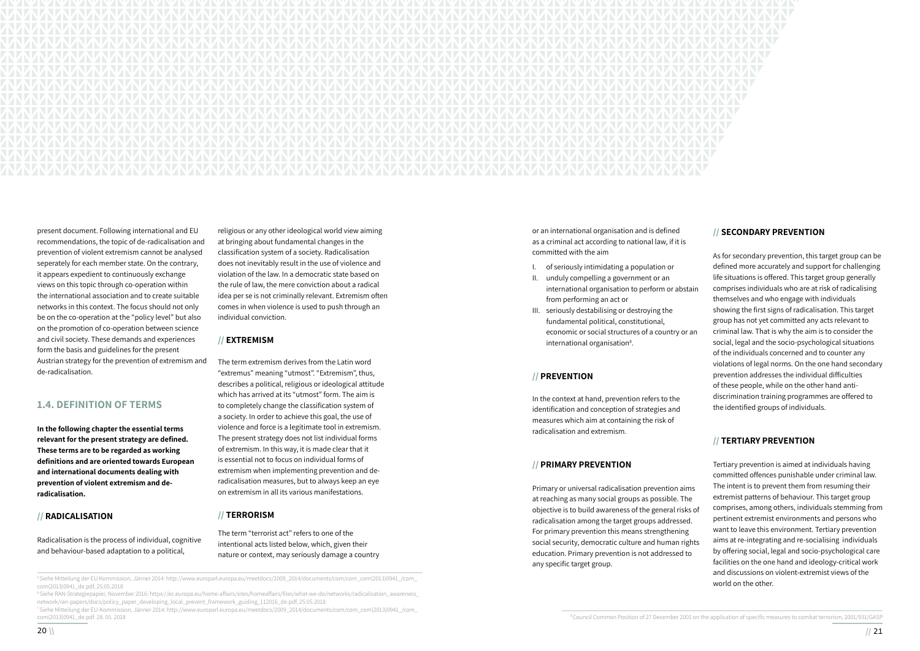present document. Following international and EU recommendations, the topic of de-radicalisation and prevention of violent extremism cannot be analysed seperately for each member state. On the contrary, it appears expedient to continuously exchange views on this topic through co-operation within the international association and to create suitable networks in this context. The focus should not only be on the co-operation at the "policy level" but also on the promotion of co-operation between science and civil society. These demands and experiences form the basis and guidelines for the present Austrian strategy for the prevention of extremism and de-radicalisation.

## 1.4. DEFINITION OF TERMS

**In the following chapter the essential terms relevant for the present strategy are defined. These terms are to be regarded as working definitions and are oriented towards European and international documents dealing with prevention of violent extremism and de-radicalisation.**

### // RADICALISATION

Radicalisation is the process of individual, cognitive and behaviour-based adaptation to a political, religious or any other ideological world view aiming at bringing about fundamental changes in the classification system of a society. Radicalisation does not inevitably result in the use of violence and violation of the law. In a democratic state based on the rule of law, the mere conviction about a radical idea per se is not criminally relevant. Extremism often comes in when violence is used to push through an individual conviction.

### // EXTREMISM

The term extremism derives from the Latin word "extremus" meaning "utmost". "Extremism", thus, describes a political, religious or ideological attitude which has arrived at its "utmost" form. The aim is to completely change the classification system of a society. In order to achieve this goal, the use of violence and force is a legitimate tool in extremism. The present strategy does not list individual forms of extremism. In this way, it is made clear that it is essential not to focus on individual forms of extremism when implementing prevention and de-radicalisation measures, but to always keep an eye on extremism in all its various manifestations.

### // TERRORISM

The term "terrorist act" refers to one of the intentional acts listed below, which, given their nature or context, may seriously damage a country or an international organisation and is defined as a criminal act according to national law, if it is committed with the aim

I. of seriously intimidating a population or
II. unduly compelling a government or an international organisation to perform or abstain from performing an act or
III. seriously destabilising or destroying the fundamental political, constitutional, economic or social structures of a country or an international organisation[8].

### // PREVENTION

In the context at hand, prevention refers to the identification and conception of strategies and measures which aim at containing the risk of radicalisation and extremism.

### // PRIMARY PREVENTION

Primary or universal radicalisation prevention aims at reaching as many social groups as possible. The objective is to build awareness of the general risks of radicalisation among the target groups addressed. For primary prevention this means strengthening social security, democratic culture and human rights education. Primary prevention is not addressed to any specific target group.

### // SECONDARY PREVENTION

As for secondary prevention, this target group can be defined more accurately and support for challenging life situations is offered. This target group generally comprises individuals who are at risk of radicalising themselves and who engage with individuals showing the first signs of radicalisation. This target group has not yet committed any acts relevant to criminal law. That is why the aim is to consider the social, legal and the socio-psychological situations of the individuals concerned and to counter any violations of legal norms. On the one hand secondary prevention addresses the individual difficulties of these people, while on the other hand anti-discrimination training programmes are offered to the identified groups of individuals.

### // TERTIARY PREVENTION

Tertiary prevention is aimed at individuals having committed offences punishable under criminal law. The intent is to prevent them from resuming their extremist patterns of behaviour. This target group comprises, among others, individuals stemming from pertinent extremist environments and persons who want to leave this environment. Tertiary prevention aims at re-integrating and re-socialising individuals by offering social, legal and socio-psychological care facilities on the one hand and ideology-critical work and discussions on violent-extremist views of the world on the other.

---

[5] Siehe Mitteilung der EU Kommission, Jänner 2014: http://www.europarl.europa.eu/meetdocs/2009_2014/documents/com/com_com(2013)0941_/com_com(2013)0941_de.pdf, 25.05.2018

[6] Siehe RAN-Strategiepapier, November 2016: https://ec.europa.eu/home-affairs/sites/homeaffairs/files/what-we-do/networks/radicalisation_awareness_network/ran-papers/docs/policy_paper_developing_local_prevent_framework_guiding_112016_de.pdf, 25.05.2018

[7] Siehe Mitteilung der EU-Kommission, Jänner 2014: http://www.europarl.europa.eu/meetdocs/2009_2014/documents/com/com_com(2013)0941_/com_com(2013)0941_de.pdf, 28. 05. 2018

[8] Council Common Position of 27 December 2001 on the application of specific measures to combat terrorism, 2001/931/GASP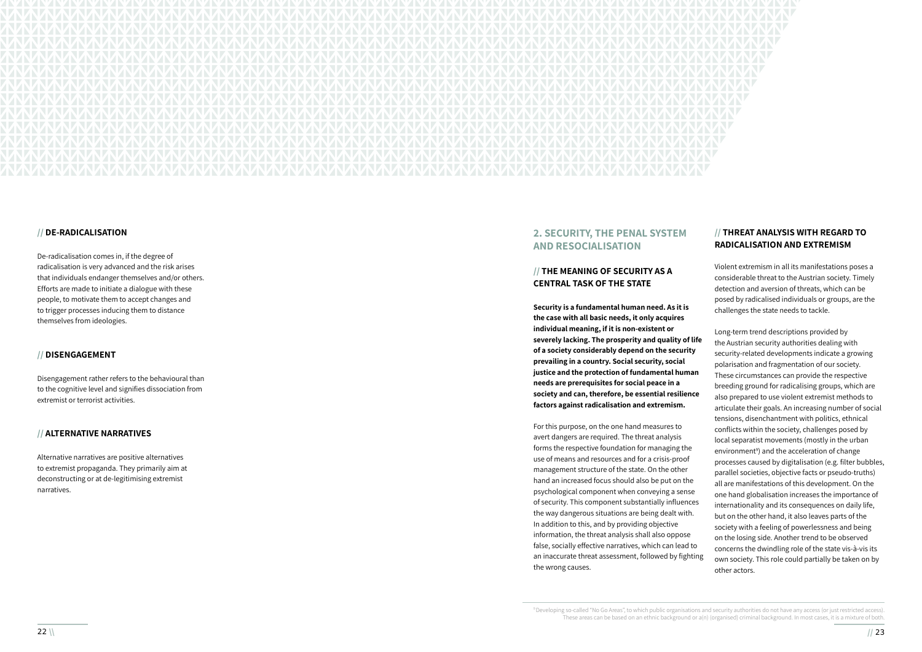### // DE-RADICALISATION

De-radicalisation comes in, if the degree of radicalisation is very advanced and the risk arises that individuals endanger themselves and/or others. Efforts are made to initiate a dialogue with these people, to motivate them to accept changes and to trigger processes inducing them to distance themselves from ideologies.

### // DISENGAGEMENT

Disengagement rather refers to the behavioural than to the cognitive level and signifies dissociation from extremist or terrorist activities.

### // ALTERNATIVE NARRATIVES

Alternative narratives are positive alternatives to extremist propaganda. They primarily aim at deconstructing or at de-legitimising extremist narratives.

## 2. SECURITY, THE PENAL SYSTEM AND RESOCIALISATION

### // THE MEANING OF SECURITY AS A CENTRAL TASK OF THE STATE

**Security is a fundamental human need. As it is the case with all basic needs, it only acquires individual meaning, if it is non-existent or severely lacking. The prosperity and quality of life of a society considerably depend on the security prevailing in a country. Social security, social justice and the protection of fundamental human needs are prerequisites for social peace in a society and can, therefore, be essential resilience factors against radicalisation and extremism.**

For this purpose, on the one hand measures to avert dangers are required. The threat analysis forms the respective foundation for managing the use of means and resources and for a crisis-proof management structure of the state. On the other hand an increased focus should also be put on the psychological component when conveying a sense of security. This component substantially influences the way dangerous situations are being dealt with. In addition to this, and by providing objective information, the threat analysis shall also oppose false, socially effective narratives, which can lead to an inaccurate threat assessment, followed by fighting the wrong causes.

### // THREAT ANALYSIS WITH REGARD TO RADICALISATION AND EXTREMISM

Violent extremism in all its manifestations poses a considerable threat to the Austrian society. Timely detection and aversion of threats, which can be posed by radicalised individuals or groups, are the challenges the state needs to tackle.

Long-term trend descriptions provided by the Austrian security authorities dealing with security-related developments indicate a growing polarisation and fragmentation of our society. These circumstances can provide the respective breeding ground for radicalising groups, which are also prepared to use violent extremist methods to articulate their goals. An increasing number of social tensions, disenchantment with politics, ethnical conflicts within the society, challenges posed by local separatist movements (mostly in the urban environment[9]) and the acceleration of change processes caused by digitalisation (e.g. filter bubbles, parallel societies, objective facts or pseudo-truths) all are manifestations of this development. On the one hand globalisation increases the importance of internationality and its consequences on daily life, but on the other hand, it also leaves parts of the society with a feeling of powerlessness and being on the losing side. Another trend to be observed concerns the dwindling role of the state vis-à-vis its own society. This role could partially be taken on by other actors.

[9] Developing so-called "No Go Areas", to which public organisations and security authorities do not have any access (or just restricted access). These areas can be based on an ethnic background or a(n) (organised) criminal background. In most cases, it is a mixture of both.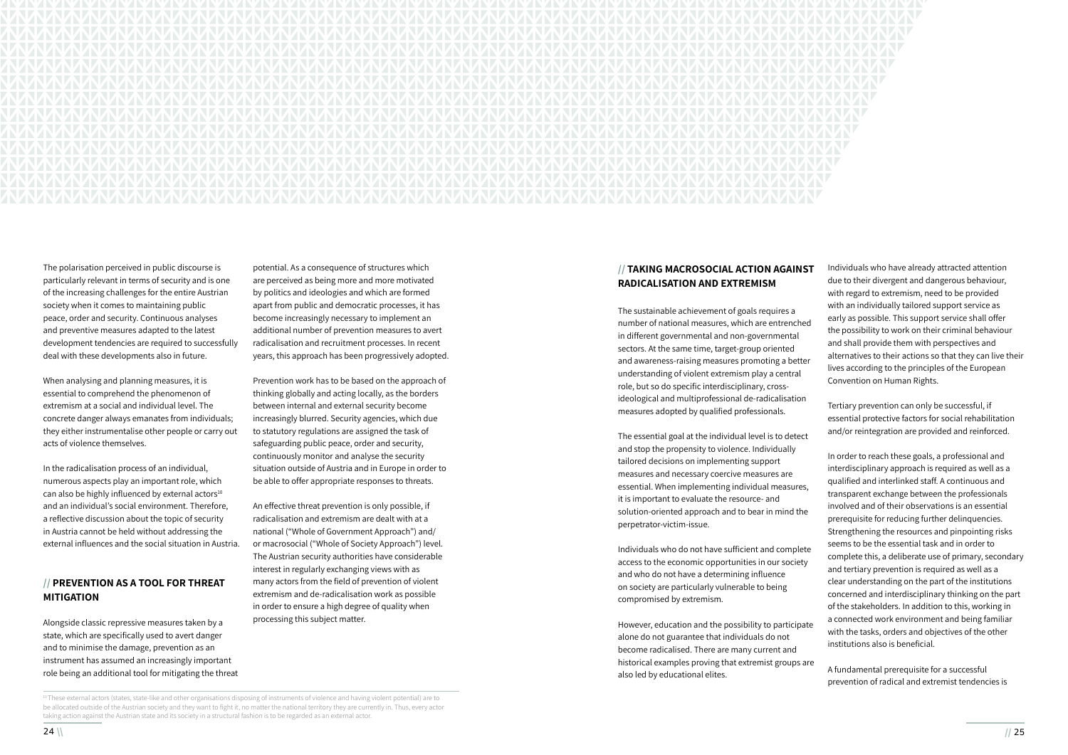The polarisation perceived in public discourse is particularly relevant in terms of security and is one of the increasing challenges for the entire Austrian society when it comes to maintaining public peace, order and security. Continuous analyses and preventive measures adapted to the latest development tendencies are required to successfully deal with these developments also in future.

When analysing and planning measures, it is essential to comprehend the phenomenon of extremism at a social and individual level. The concrete danger always emanates from individuals; they either instrumentalise other people or carry out acts of violence themselves.

In the radicalisation process of an individual, numerous aspects play an important role, which can also be highly influenced by external actors[10] and an individual's social environment. Therefore, a reflective discussion about the topic of security in Austria cannot be held without addressing the external influences and the social situation in Austria.

## // PREVENTION AS A TOOL FOR THREAT MITIGATION

Alongside classic repressive measures taken by a state, which are specifically used to avert danger and to minimise the damage, prevention as an instrument has assumed an increasingly important role being an additional tool for mitigating the threat potential. As a consequence of structures which are perceived as being more and more motivated by politics and ideologies and which are formed apart from public and democratic processes, it has become increasingly necessary to implement an additional number of prevention measures to avert radicalisation and recruitment processes. In recent years, this approach has been progressively adopted.

Prevention work has to be based on the approach of thinking globally and acting locally, as the borders between internal and external security become increasingly blurred. Security agencies, which due to statutory regulations are assigned the task of safeguarding public peace, order and security, continuously monitor and analyse the security situation outside of Austria and in Europe in order to be able to offer appropriate responses to threats.

An effective threat prevention is only possible, if radicalisation and extremism are dealt with at a national ("Whole of Government Approach") and/or macrosocial ("Whole of Society Approach") level. The Austrian security authorities have considerable interest in regularly exchanging views with as many actors from the field of prevention of violent extremism and de-radicalisation work as possible in order to ensure a high degree of quality when processing this subject matter.

[10] These external actors (states, state-like and other organisations disposing of instruments of violence and having violent potential) are to be allocated outside of the Austrian society and they want to fight it, no matter the national territory they are currently in. Thus, every actor taking action against the Austrian state and its society in a structural fashion is to be regarded as an external actor.

## // TAKING MACROSOCIAL ACTION AGAINST RADICALISATION AND EXTREMISM

The sustainable achievement of goals requires a number of national measures, which are entrenched in different governmental and non-governmental sectors. At the same time, target-group oriented and awareness-raising measures promoting a better understanding of violent extremism play a central role, but so do specific interdisciplinary, cross-ideological and multiprofessional de-radicalisation measures adopted by qualified professionals.

The essential goal at the individual level is to detect and stop the propensity to violence. Individually tailored decisions on implementing support measures and necessary coercive measures are essential. When implementing individual measures, it is important to evaluate the resource- and solution-oriented approach and to bear in mind the perpetrator-victim-issue.

Individuals who do not have sufficient and complete access to the economic opportunities in our society and who do not have a determining influence on society are particularly vulnerable to being compromised by extremism.

However, education and the possibility to participate alone do not guarantee that individuals do not become radicalised. There are many current and historical examples proving that extremist groups are also led by educational elites.

Individuals who have already attracted attention due to their divergent and dangerous behaviour, with regard to extremism, need to be provided with an individually tailored support service as early as possible. This support service shall offer the possibility to work on their criminal behaviour and shall provide them with perspectives and alternatives to their actions so that they can live their lives according to the principles of the European Convention on Human Rights.

Tertiary prevention can only be successful, if essential protective factors for social rehabilitation and/or reintegration are provided and reinforced.

In order to reach these goals, a professional and interdisciplinary approach is required as well as a qualified and interlinked staff. A continuous and transparent exchange between the professionals involved and of their observations is an essential prerequisite for reducing further delinquencies. Strengthening the resources and pinpointing risks seems to be the essential task and in order to complete this, a deliberate use of primary, secondary and tertiary prevention is required as well as a clear understanding on the part of the institutions concerned and interdisciplinary thinking on the part of the stakeholders. In addition to this, working in a connected work environment and being familiar with the tasks, orders and objectives of the other institutions also is beneficial.

A fundamental prerequisite for a successful prevention of radical and extremist tendencies is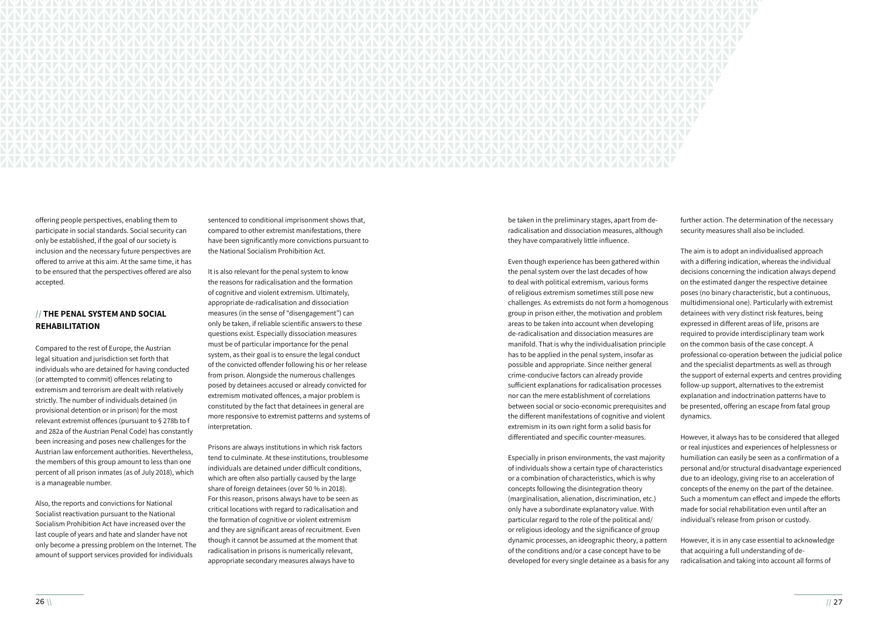offering people perspectives, enabling them to participate in social standards. Social security can only be established, if the goal of our society is inclusion and the necessary future perspectives are offered to arrive at this aim. At the same time, it has to be ensured that the perspectives offered are also accepted.

## // THE PENAL SYSTEM AND SOCIAL REHABILITATION

Compared to the rest of Europe, the Austrian legal situation and jurisdiction set forth that individuals who are detained for having conducted (or attempted to commit) offences relating to extremism and terrorism are dealt with relatively strictly. The number of individuals detained (in provisional detention or in prison) for the most relevant extremist offences (pursuant to § 278b to f and 282a of the Austrian Penal Code) has constantly been increasing and poses new challenges for the Austrian law enforcement authorities. Nevertheless, the members of this group amount to less than one percent of all prison inmates (as of July 2018), which is a manageable number.

Also, the reports and convictions for National Socialist reactivation pursuant to the National Socialism Prohibition Act have increased over the last couple of years and hate and slander have not only become a pressing problem on the Internet. The amount of support services provided for individuals sentenced to conditional imprisonment shows that, compared to other extremist manifestations, there have been significantly more convictions pursuant to the National Socialism Prohibition Act.

It is also relevant for the penal system to know the reasons for radicalisation and the formation of cognitive and violent extremism. Ultimately, appropriate de-radicalisation and dissociation measures (in the sense of "disengagement") can only be taken, if reliable scientific answers to these questions exist. Especially dissociation measures must be of particular importance for the penal system, as their goal is to ensure the legal conduct of the convicted offender following his or her release from prison. Alongside the numerous challenges posed by detainees accused or already convicted for extremism motivated offences, a major problem is constituted by the fact that detainees in general are more responsive to extremist patterns and systems of interpretation.

Prisons are always institutions in which risk factors tend to culminate. At these institutions, troublesome individuals are detained under difficult conditions, which are often also partially caused by the large share of foreign detainees (over 50 % in 2018). For this reason, prisons always have to be seen as critical locations with regard to radicalisation and the formation of cognitive or violent extremism and they are significant areas of recruitment. Even though it cannot be assumed at the moment that radicalisation in prisons is numerically relevant, appropriate secondary measures always have to be taken in the preliminary stages, apart from de-radicalisation and dissociation measures, although they have comparatively little influence.

Even though experience has been gathered within the penal system over the last decades of how to deal with political extremism, various forms of religious extremism sometimes still pose new challenges. As extremists do not form a homogenous group in prison either, the motivation and problem areas to be taken into account when developing de-radicalisation and dissociation measures are manifold. That is why the individualisation principle has to be applied in the penal system, insofar as possible and appropriate. Since neither general crime-conducive factors can already provide sufficient explanations for radicalisation processes nor can the mere establishment of correlations between social or socio-economic prerequisites and the different manifestations of cognitive and violent extremism in its own right form a solid basis for differentiated and specific counter-measures.

Especially in prison environments, the vast majority of individuals show a certain type of characteristics or a combination of characteristics, which is why concepts following the disintegration theory (marginalisation, alienation, discrimination, etc.) only have a subordinate explanatory value. With particular regard to the role of the political and/or religious ideology and the significance of group dynamic processes, an ideographic theory, a pattern of the conditions and/or a case concept have to be developed for every single detainee as a basis for any further action. The determination of the necessary security measures shall also be included.

The aim is to adopt an individualised approach with a differing indication, whereas the individual decisions concerning the indication always depend on the estimated danger the respective detainee poses (no binary characteristic, but a continuous, multidimensional one). Particularly with extremist detainees with very distinct risk features, being expressed in different areas of life, prisons are required to provide interdisciplinary team work on the common basis of the case concept. A professional co-operation between the judicial police and the specialist departments as well as through the support of external experts and centres providing follow-up support, alternatives to the extremist explanation and indoctrination patterns have to be presented, offering an escape from fatal group dynamics.

However, it always has to be considered that alleged or real injustices and experiences of helplessness or humiliation can easily be seen as a confirmation of a personal and/or structural disadvantage experienced due to an ideology, giving rise to an acceleration of concepts of the enemy on the part of the detainee. Such a momentum can effect and impede the efforts made for social rehabilitation even until after an individual's release from prison or custody.

However, it is in any case essential to acknowledge that acquiring a full understanding of de-radicalisation and taking into account all forms of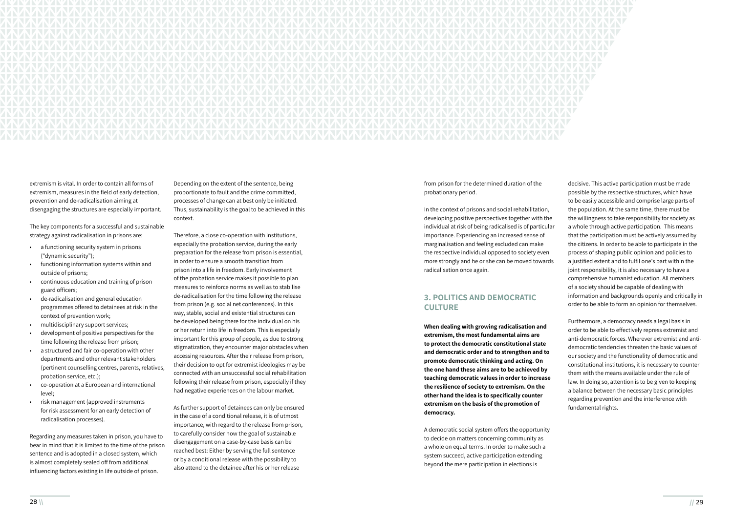extremism is vital. In order to contain all forms of extremism, measures in the field of early detection, prevention and de-radicalisation aiming at disengaging the structures are especially important.

The key components for a successful and sustainable strategy against radicalisation in prisons are:

- a functioning security system in prisons ("dynamic security");
- functioning information systems within and outside of prisons;
- continuous education and training of prison guard officers;
- de-radicalisation and general education programmes offered to detainees at risk in the context of prevention work;
- multidisciplinary support services;
- development of positive perspectives for the time following the release from prison;
- a structured and fair co-operation with other departments and other relevant stakeholders (pertinent counselling centres, parents, relatives, probation service, etc.);
- co-operation at a European and international level;
- risk management (approved instruments for risk assessment for an early detection of radicalisation processes).

Regarding any measures taken in prison, you have to bear in mind that it is limited to the time of the prison sentence and is adopted in a closed system, which is almost completely sealed off from additional influencing factors existing in life outside of prison.

Depending on the extent of the sentence, being proportionate to fault and the crime committed, processes of change can at best only be initiated. Thus, sustainability is the goal to be achieved in this context.

Therefore, a close co-operation with institutions, especially the probation service, during the early preparation for the release from prison is essential, in order to ensure a smooth transition from prison into a life in freedom. Early involvement of the probation service makes it possible to plan measures to reinforce norms as well as to stabilise de-radicalisation for the time following the release from prison (e.g. social net conferences). In this way, stable, social and existential structures can be developed being there for the individual on his or her return into life in freedom. This is especially important for this group of people, as due to strong stigmatization, they encounter major obstacles when accessing resources. After their release from prison, their decision to opt for extremist ideologies may be connected with an unsuccessful social rehabilitation following their release from prison, especially if they had negative experiences on the labour market.

As further support of detainees can only be ensured in the case of a conditional release, it is of utmost importance, with regard to the release from prison, to carefully consider how the goal of sustainable disengagement on a case-by-case basis can be reached best: Either by serving the full sentence or by a conditional release with the possibility to also attend to the detainee after his or her release from prison for the determined duration of the probationary period.

In the context of prisons and social rehabilitation, developing positive perspectives together with the individual at risk of being radicalised is of particular importance. Experiencing an increased sense of marginalisation and feeling excluded can make the respective individual opposed to society even more strongly and he or she can be moved towards radicalisation once again.

## 3. POLITICS AND DEMOCRATIC CULTURE

**When dealing with growing radicalisation and extremism, the most fundamental aims are to protect the democratic constitutional state and democratic order and to strengthen and to promote democratic thinking and acting. On the one hand these aims are to be achieved by teaching democratic values in order to increase the resilience of society to extremism. On the other hand the idea is to specifically counter extremism on the basis of the promotion of democracy.**

A democratic social system offers the opportunity to decide on matters concerning community as a whole on equal terms. In order to make such a system succeed, active participation extending beyond the mere participation in elections is decisive. This active participation must be made possible by the respective structures, which have to be easily accessible and comprise large parts of the population. At the same time, there must be the willingness to take responsibility for society as a whole through active participation. This means that the participation must be actively assumed by the citizens. In order to be able to participate in the process of shaping public opinion and policies to a justified extent and to fulfil one's part within the joint responsibility, it is also necessary to have a comprehensive humanist education. All members of a society should be capable of dealing with information and backgrounds openly and critically in order to be able to form an opinion for themselves.

Furthermore, a democracy needs a legal basis in order to be able to effectively repress extremist and anti-democratic forces. Wherever extremist and anti-democratic tendencies threaten the basic values of our society and the functionality of democratic and constitutional institutions, it is necessary to counter them with the means available under the rule of law. In doing so, attention is to be given to keeping a balance between the necessary basic principles regarding prevention and the interference with fundamental rights.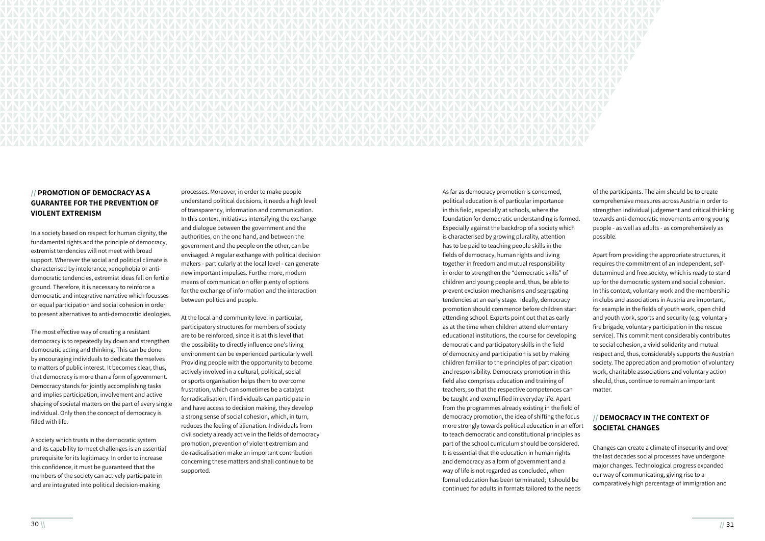## PROMOTION OF DEMOCRACY AS A GUARANTEE FOR THE PREVENTION OF VIOLENT EXTREMISM

In a society based on respect for human dignity, the fundamental rights and the principle of democracy, extremist tendencies will not meet with broad support. Wherever the social and political climate is characterised by intolerance, xenophobia or anti-democratic tendencies, extremist ideas fall on fertile ground. Therefore, it is necessary to reinforce a democratic and integrative narrative which focusses on equal participation and social cohesion in order to present alternatives to anti-democratic ideologies.

The most effective way of creating a resistant democracy is to repeatedly lay down and strengthen democratic acting and thinking. This can be done by encouraging individuals to dedicate themselves to matters of public interest. It becomes clear, thus, that democracy is more than a form of government. Democracy stands for jointly accomplishing tasks and implies participation, involvement and active shaping of societal matters on the part of every single individual. Only then the concept of democracy is filled with life.

A society which trusts in the democratic system and its capability to meet challenges is an essential prerequisite for its legitimacy. In order to increase this confidence, it must be guaranteed that the members of the society can actively participate in and are integrated into political decision-making processes. Moreover, in order to make people understand political decisions, it needs a high level of transparency, information and communication. In this context, initiatives intensifying the exchange and dialogue between the government and the authorities, on the one hand, and between the government and the people on the other, can be envisaged. A regular exchange with political decision makers - particularly at the local level - can generate new important impulses. Furthermore, modern means of communication offer plenty of options for the exchange of information and the interaction between politics and people.

At the local and community level in particular, participatory structures for members of society are to be reinforced, since it is at this level that the possibility to directly influence one's living environment can be experienced particularly well. Providing people with the opportunity to become actively involved in a cultural, political, social or sports organisation helps them to overcome frustration, which can sometimes be a catalyst for radicalisation. If individuals can participate in and have access to decision making, they develop a strong sense of social cohesion, which, in turn, reduces the feeling of alienation. Individuals from civil society already active in the fields of democracy promotion, prevention of violent extremism and de-radicalisation make an important contribution concerning these matters and shall continue to be supported.

As far as democracy promotion is concerned, political education is of particular importance in this field, especially at schools, where the foundation for democratic understanding is formed. Especially against the backdrop of a society which is characterised by growing plurality, attention has to be paid to teaching people skills in the fields of democracy, human rights and living together in freedom and mutual responsibility in order to strengthen the "democratic skills" of children and young people and, thus, be able to prevent exclusion mechanisms and segregating tendencies at an early stage. Ideally, democracy promotion should commence before children start attending school. Experts point out that as early as at the time when children attend elementary educational institutions, the course for developing democratic and participatory skills in the field of democracy and participation is set by making children familiar to the principles of participation and responsibility. Democracy promotion in this field also comprises education and training of teachers, so that the respective competences can be taught and exemplified in everyday life. Apart from the programmes already existing in the field of democracy promotion, the idea of shifting the focus more strongly towards political education in an effort to teach democratic and constitutional principles as part of the school curriculum should be considered. It is essential that the education in human rights and democracy as a form of government and a way of life is not regarded as concluded, when formal education has been terminated; it should be continued for adults in formats tailored to the needs of the participants. The aim should be to create comprehensive measures across Austria in order to strengthen individual judgement and critical thinking towards anti-democratic movements among young people - as well as adults - as comprehensively as possible.

Apart from providing the appropriate structures, it requires the commitment of an independent, self-determined and free society, which is ready to stand up for the democratic system and social cohesion. In this context, voluntary work and the membership in clubs and associations in Austria are important, for example in the fields of youth work, open child and youth work, sports and security (e.g. voluntary fire brigade, voluntary participation in the rescue service). This commitment considerably contributes to social cohesion, a vivid solidarity and mutual respect and, thus, considerably supports the Austrian society. The appreciation and promotion of voluntary work, charitable associations and voluntary action should, thus, continue to remain an important matter.

## DEMOCRACY IN THE CONTEXT OF SOCIETAL CHANGES

Changes can create a climate of insecurity and over the last decades social processes have undergone major changes. Technological progress expanded our way of communicating, giving rise to a comparatively high percentage of immigration and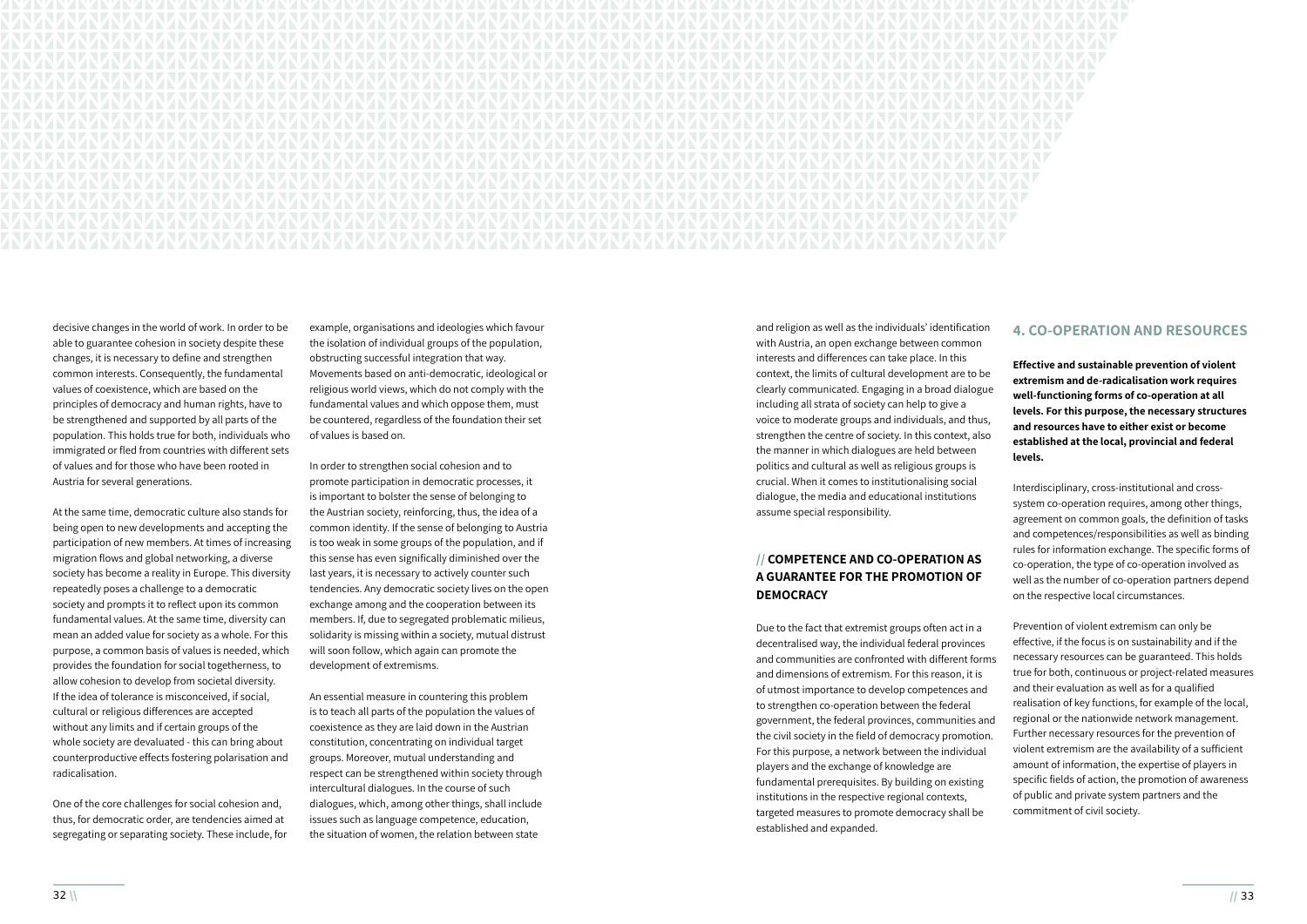decisive changes in the world of work. In order to be able to guarantee cohesion in society despite these changes, it is necessary to define and strengthen common interests. Consequently, the fundamental values of coexistence, which are based on the principles of democracy and human rights, have to be strengthened and supported by all parts of the population. This holds true for both, individuals who immigrated or fled from countries with different sets of values and for those who have been rooted in Austria for several generations.

At the same time, democratic culture also stands for being open to new developments and accepting the participation of new members. At times of increasing migration flows and global networking, a diverse society has become a reality in Europe. This diversity repeatedly poses a challenge to a democratic society and prompts it to reflect upon its common fundamental values. At the same time, diversity can mean an added value for society as a whole. For this purpose, a common basis of values is needed, which provides the foundation for social togetherness, to allow cohesion to develop from societal diversity. If the idea of tolerance is misconceived, if social, cultural or religious differences are accepted without any limits and if certain groups of the whole society are devaluated - this can bring about counterproductive effects fostering polarisation and radicalisation.

One of the core challenges for social cohesion and, thus, for democratic order, are tendencies aimed at segregating or separating society. These include, for example, organisations and ideologies which favour the isolation of individual groups of the population, obstructing successful integration that way. Movements based on anti-democratic, ideological or religious world views, which do not comply with the fundamental values and which oppose them, must be countered, regardless of the foundation their set of values is based on.

In order to strengthen social cohesion and to promote participation in democratic processes, it is important to bolster the sense of belonging to the Austrian society, reinforcing, thus, the idea of a common identity. If the sense of belonging to Austria is too weak in some groups of the population, and if this sense has even significally diminished over the last years, it is necessary to actively counter such tendencies. Any democratic society lives on the open exchange among and the cooperation between its members. If, due to segregated problematic milieus, solidarity is missing within a society, mutual distrust will soon follow, which again can promote the development of extremisms.

An essential measure in countering this problem is to teach all parts of the population the values of coexistence as they are laid down in the Austrian constitution, concentrating on individual target groups. Moreover, mutual understanding and respect can be strengthened within society through intercultural dialogues. In the course of such dialogues, which, among other things, shall include issues such as language competence, education, the situation of women, the relation between state and religion as well as the individuals' identification with Austria, an open exchange between common interests and differences can take place. In this context, the limits of cultural development are to be clearly communicated. Engaging in a broad dialogue including all strata of society can help to give a voice to moderate groups and individuals, and thus, strengthen the centre of society. In this context, also the manner in which dialogues are held between politics and cultural as well as religious groups is crucial. When it comes to institutionalising social dialogue, the media and educational institutions assume special responsibility.

### // COMPETENCE AND CO-OPERATION AS A GUARANTEE FOR THE PROMOTION OF DEMOCRACY

Due to the fact that extremist groups often act in a decentralised way, the individual federal provinces and communities are confronted with different forms and dimensions of extremism. For this reason, it is of utmost importance to develop competences and to strengthen co-operation between the federal government, the federal provinces, communities and the civil society in the field of democracy promotion. For this purpose, a network between the individual players and the exchange of knowledge are fundamental prerequisites. By building on existing institutions in the respective regional contexts, targeted measures to promote democracy shall be established and expanded.

## 4. CO-OPERATION AND RESOURCES

**Effective and sustainable prevention of violent extremism and de-radicalisation work requires well-functioning forms of co-operation at all levels. For this purpose, the necessary structures and resources have to either exist or become established at the local, provincial and federal levels.**

Interdisciplinary, cross-institutional and cross-system co-operation requires, among other things, agreement on common goals, the definition of tasks and competences/responsibilities as well as binding rules for information exchange. The specific forms of co-operation, the type of co-operation involved as well as the number of co-operation partners depend on the respective local circumstances.

Prevention of violent extremism can only be effective, if the focus is on sustainability and if the necessary resources can be guaranteed. This holds true for both, continuous or project-related measures and their evaluation as well as for a qualified realisation of key functions, for example of the local, regional or the nationwide network management. Further necessary resources for the prevention of violent extremism are the availability of a sufficient amount of information, the expertise of players in specific fields of action, the promotion of awareness of public and private system partners and the commitment of civil society.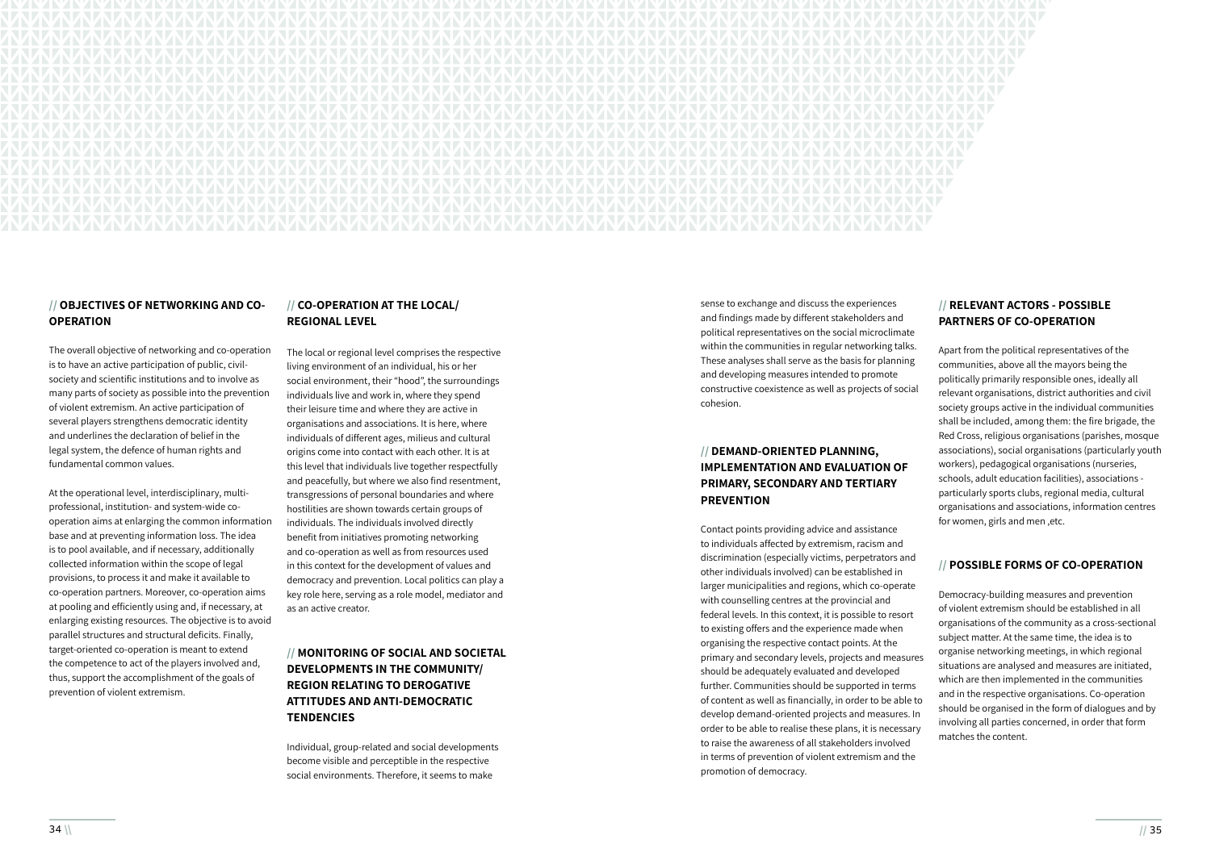## // OBJECTIVES OF NETWORKING AND CO-OPERATION

The overall objective of networking and co-operation is to have an active participation of public, civil-society and scientific institutions and to involve as many parts of society as possible into the prevention of violent extremism. An active participation of several players strengthens democratic identity and underlines the declaration of belief in the legal system, the defence of human rights and fundamental common values.

At the operational level, interdisciplinary, multi-professional, institution- and system-wide co-operation aims at enlarging the common information base and at preventing information loss. The idea is to pool available, and if necessary, additionally collected information within the scope of legal provisions, to process it and make it available to co-operation partners. Moreover, co-operation aims at pooling and efficiently using and, if necessary, at enlarging existing resources. The objective is to avoid parallel structures and structural deficits. Finally, target-oriented co-operation is meant to extend the competence to act of the players involved and, thus, support the accomplishment of the goals of prevention of violent extremism.

## // CO-OPERATION AT THE LOCAL/ REGIONAL LEVEL

The local or regional level comprises the respective living environment of an individual, his or her social environment, their "hood", the surroundings individuals live and work in, where they spend their leisure time and where they are active in organisations and associations. It is here, where individuals of different ages, milieus and cultural origins come into contact with each other. It is at this level that individuals live together respectfully and peacefully, but where we also find resentment, transgressions of personal boundaries and where hostilities are shown towards certain groups of individuals. The individuals involved directly benefit from initiatives promoting networking and co-operation as well as from resources used in this context for the development of values and democracy and prevention. Local politics can play a key role here, serving as a role model, mediator and as an active creator.

## // MONITORING OF SOCIAL AND SOCIETAL DEVELOPMENTS IN THE COMMUNITY/ REGION RELATING TO DEROGATIVE ATTITUDES AND ANTI-DEMOCRATIC TENDENCIES

Individual, group-related and social developments become visible and perceptible in the respective social environments. Therefore, it seems to make sense to exchange and discuss the experiences and findings made by different stakeholders and political representatives on the social microclimate within the communities in regular networking talks. These analyses shall serve as the basis for planning and developing measures intended to promote constructive coexistence as well as projects of social cohesion.

## // DEMAND-ORIENTED PLANNING, IMPLEMENTATION AND EVALUATION OF PRIMARY, SECONDARY AND TERTIARY PREVENTION

Contact points providing advice and assistance to individuals affected by extremism, racism and discrimination (especially victims, perpetrators and other individuals involved) can be established in larger municipalities and regions, which co-operate with counselling centres at the provincial and federal levels. In this context, it is possible to resort to existing offers and the experience made when organising the respective contact points. At the primary and secondary levels, projects and measures should be adequately evaluated and developed further. Communities should be supported in terms of content as well as financially, in order to be able to develop demand-oriented projects and measures. In order to be able to realise these plans, it is necessary to raise the awareness of all stakeholders involved in terms of prevention of violent extremism and the promotion of democracy.

## // RELEVANT ACTORS - POSSIBLE PARTNERS OF CO-OPERATION

Apart from the political representatives of the communities, above all the mayors being the politically primarily responsible ones, ideally all relevant organisations, district authorities and civil society groups active in the individual communities shall be included, among them: the fire brigade, the Red Cross, religious organisations (parishes, mosque associations), social organisations (particularly youth workers), pedagogical organisations (nurseries, schools, adult education facilities), associations - particularly sports clubs, regional media, cultural organisations and associations, information centres for women, girls and men ,etc.

## // POSSIBLE FORMS OF CO-OPERATION

Democracy-building measures and prevention of violent extremism should be established in all organisations of the community as a cross-sectional subject matter. At the same time, the idea is to organise networking meetings, in which regional situations are analysed and measures are initiated, which are then implemented in the communities and in the respective organisations. Co-operation should be organised in the form of dialogues and by involving all parties concerned, in order that form matches the content.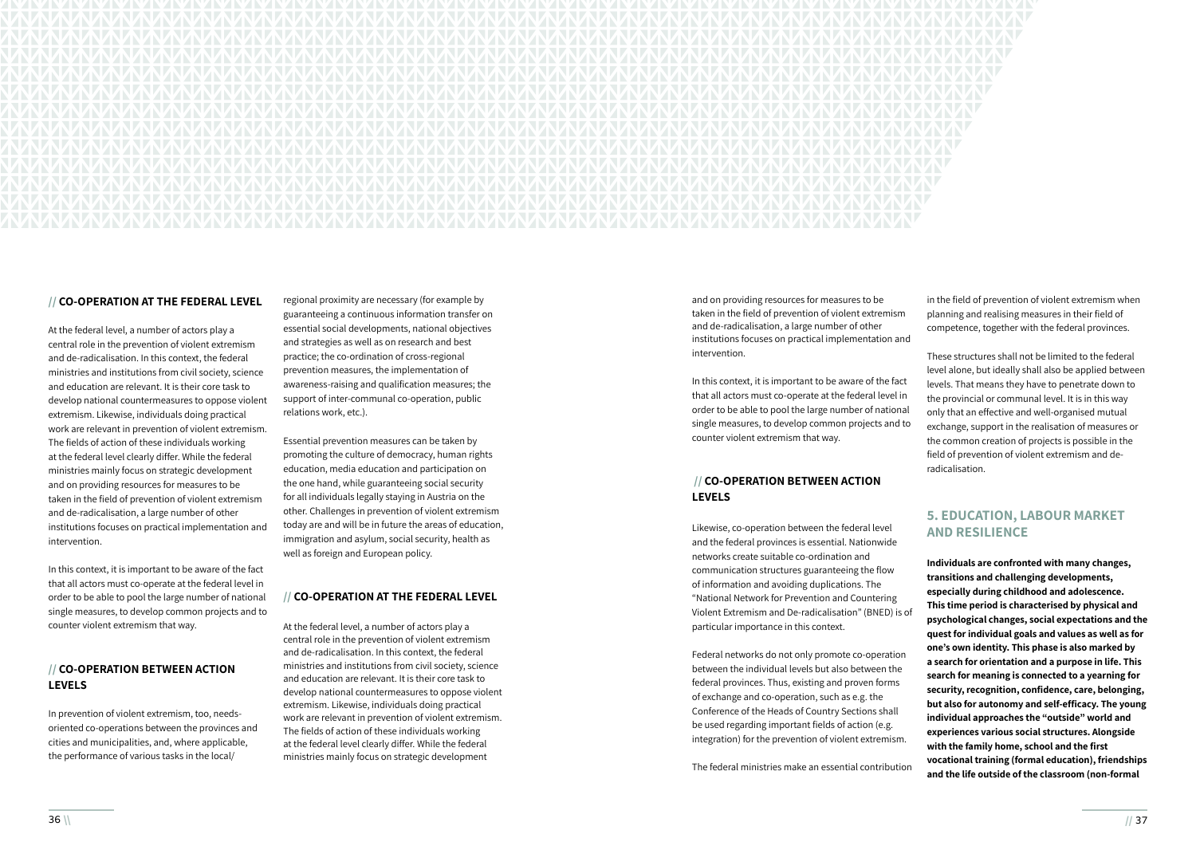## // CO-OPERATION AT THE FEDERAL LEVEL

At the federal level, a number of actors play a central role in the prevention of violent extremism and de-radicalisation. In this context, the federal ministries and institutions from civil society, science and education are relevant. It is their core task to develop national countermeasures to oppose violent extremism. Likewise, individuals doing practical work are relevant in prevention of violent extremism. The fields of action of these individuals working at the federal level clearly differ. While the federal ministries mainly focus on strategic development and on providing resources for measures to be taken in the field of prevention of violent extremism and de-radicalisation, a large number of other institutions focuses on practical implementation and intervention.

In this context, it is important to be aware of the fact that all actors must co-operate at the federal level in order to be able to pool the large number of national single measures, to develop common projects and to counter violent extremism that way.

## // CO-OPERATION BETWEEN ACTION LEVELS

In prevention of violent extremism, too, needs-oriented co-operations between the provinces and cities and municipalities, and, where applicable, the performance of various tasks in the local/regional proximity are necessary (for example by guaranteeing a continuous information transfer on essential social developments, national objectives and strategies as well as on research and best practice; the co-ordination of cross-regional prevention measures, the implementation of awareness-raising and qualification measures; the support of inter-communal co-operation, public relations work, etc.).

Essential prevention measures can be taken by promoting the culture of democracy, human rights education, media education and participation on the one hand, while guaranteeing social security for all individuals legally staying in Austria on the other. Challenges in prevention of violent extremism today are and will be in future the areas of education, immigration and asylum, social security, health as well as foreign and European policy.

## // CO-OPERATION AT THE FEDERAL LEVEL

At the federal level, a number of actors play a central role in the prevention of violent extremism and de-radicalisation. In this context, the federal ministries and institutions from civil society, science and education are relevant. It is their core task to develop national countermeasures to oppose violent extremism. Likewise, individuals doing practical work are relevant in prevention of violent extremism. The fields of action of these individuals working at the federal level clearly differ. While the federal ministries mainly focus on strategic development and on providing resources for measures to be taken in the field of prevention of violent extremism and de-radicalisation, a large number of other institutions focuses on practical implementation and intervention.

In this context, it is important to be aware of the fact that all actors must co-operate at the federal level in order to be able to pool the large number of national single measures, to develop common projects and to counter violent extremism that way.

## // CO-OPERATION BETWEEN ACTION LEVELS

Likewise, co-operation between the federal level and the federal provinces is essential. Nationwide networks create suitable co-ordination and communication structures guaranteeing the flow of information and avoiding duplications. The "National Network for Prevention and Countering Violent Extremism and De-radicalisation" (BNED) is of particular importance in this context.

Federal networks do not only promote co-operation between the individual levels but also between the federal provinces. Thus, existing and proven forms of exchange and co-operation, such as e.g. the Conference of the Heads of Country Sections shall be used regarding important fields of action (e.g. integration) for the prevention of violent extremism.

The federal ministries make an essential contribution in the field of prevention of violent extremism when planning and realising measures in their field of competence, together with the federal provinces.

These structures shall not be limited to the federal level alone, but ideally shall also be applied between levels. That means they have to penetrate down to the provincial or communal level. It is in this way only that an effective and well-organised mutual exchange, support in the realisation of measures or the common creation of projects is possible in the field of prevention of violent extremism and de-radicalisation.

# 5. EDUCATION, LABOUR MARKET AND RESILIENCE

**Individuals are confronted with many changes, transitions and challenging developments, especially during childhood and adolescence. This time period is characterised by physical and psychological changes, social expectations and the quest for individual goals and values as well as for one's own identity. This phase is also marked by a search for orientation and a purpose in life. This search for meaning is connected to a yearning for security, recognition, confidence, care, belonging, but also for autonomy and self-efficacy. The young individual approaches the "outside" world and experiences various social structures. Alongside with the family home, school and the first vocational training (formal education), friendships and the life outside of the classroom (non-formal**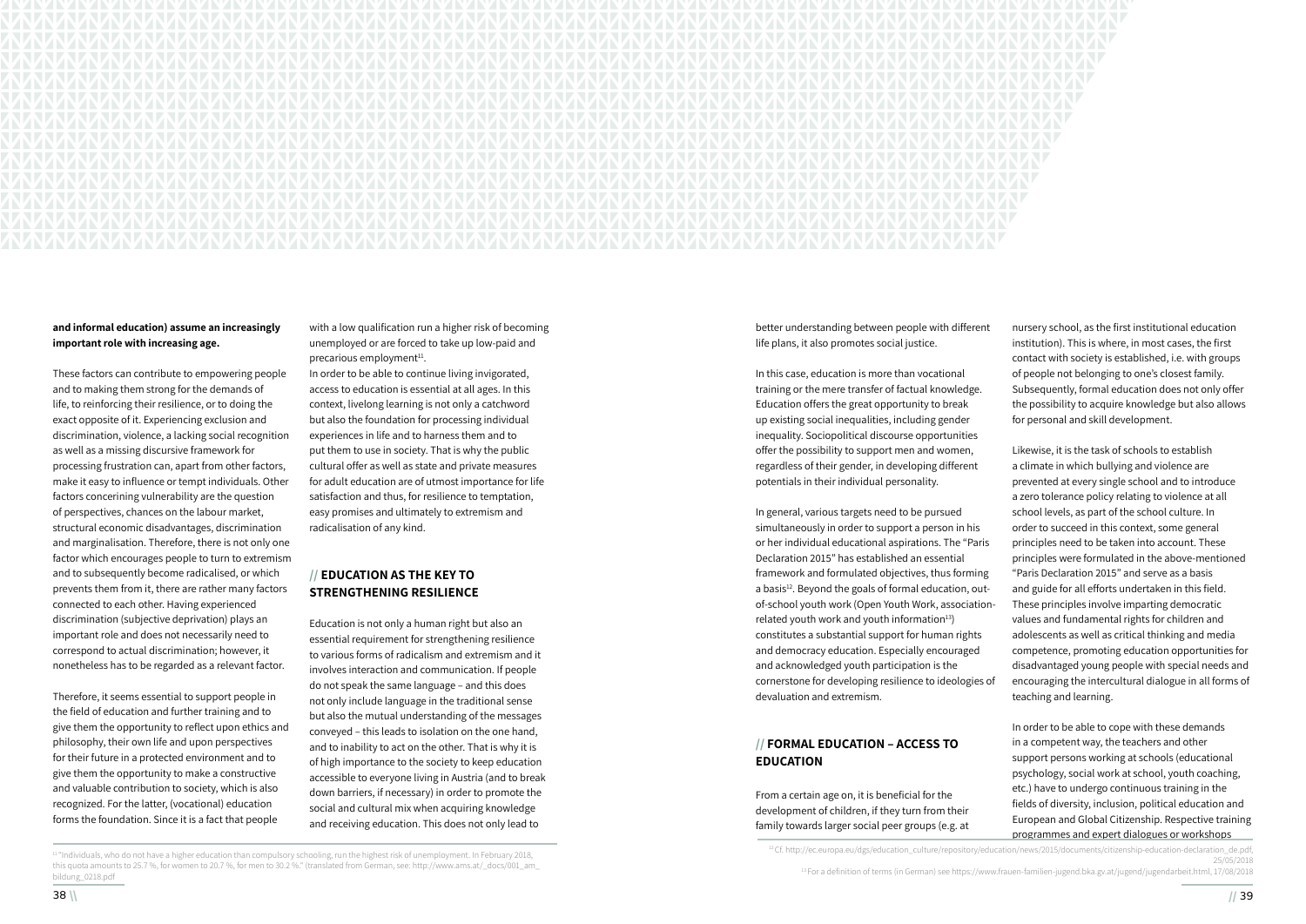**and informal education) assume an increasingly important role with increasing age.**

These factors can contribute to empowering people and to making them strong for the demands of life, to reinforcing their resilience, or to doing the exact opposite of it. Experiencing exclusion and discrimination, violence, a lacking social recognition as well as a missing discursive framework for processing frustration can, apart from other factors, make it easy to influence or tempt individuals. Other factors concerning vulnerability are the question of perspectives, chances on the labour market, structural economic disadvantages, discrimination and marginalisation. Therefore, there is not only one factor which encourages people to turn to extremism and to subsequently become radicalised, or which prevents them from it, there are rather many factors connected to each other. Having experienced discrimination (subjective deprivation) plays an important role and does not necessarily need to correspond to actual discrimination; however, it nonetheless has to be regarded as a relevant factor.

Therefore, it seems essential to support people in the field of education and further training and to give them the opportunity to reflect upon ethics and philosophy, their own life and upon perspectives for their future in a protected environment and to give them the opportunity to make a constructive and valuable contribution to society, which is also recognized. For the latter, (vocational) education forms the foundation. Since it is a fact that people with a low qualification run a higher risk of becoming unemployed or are forced to take up low-paid and precarious employment[11].

In order to be able to continue living invigorated, access to education is essential at all ages. In this context, livelong learning is not only a catchword but also the foundation for processing individual experiences in life and to harness them and to put them to use in society. That is why the public cultural offer as well as state and private measures for adult education are of utmost importance for life satisfaction and thus, for resilience to temptation, easy promises and ultimately to extremism and radicalisation of any kind.

## // EDUCATION AS THE KEY TO STRENGTHENING RESILIENCE

Education is not only a human right but also an essential requirement for strengthening resilience to various forms of radicalism and extremism and it involves interaction and communication. If people do not speak the same language – and this does not only include language in the traditional sense but also the mutual understanding of the messages conveyed – this leads to isolation on the one hand, and to inability to act on the other. That is why it is of high importance to the society to keep education accessible to everyone living in Austria (and to break down barriers, if necessary) in order to promote the social and cultural mix when acquiring knowledge and receiving education. This does not only lead to better understanding between people with different life plans, it also promotes social justice.

In this case, education is more than vocational training or the mere transfer of factual knowledge. Education offers the great opportunity to break up existing social inequalities, including gender inequality. Sociopolitical discourse opportunities offer the possibility to support men and women, regardless of their gender, in developing different potentials in their individual personality.

In general, various targets need to be pursued simultaneously in order to support a person in his or her individual educational aspirations. The "Paris Declaration 2015" has established an essential framework and formulated objectives, thus forming a basis[12]. Beyond the goals of formal education, out-of-school youth work (Open Youth Work, association-related youth work and youth information[13]) constitutes a substantial support for human rights and democracy education. Especially encouraged and acknowledged youth participation is the cornerstone for developing resilience to ideologies of devaluation and extremism.

## // FORMAL EDUCATION – ACCESS TO EDUCATION

From a certain age on, it is beneficial for the development of children, if they turn from their family towards larger social peer groups (e.g. at nursery school, as the first institutional education institution). This is where, in most cases, the first contact with society is established, i.e. with groups of people not belonging to one's closest family. Subsequently, formal education does not only offer the possibility to acquire knowledge but also allows for personal and skill development.

Likewise, it is the task of schools to establish a climate in which bullying and violence are prevented at every single school and to introduce a zero tolerance policy relating to violence at all school levels, as part of the school culture. In order to succeed in this context, some general principles need to be taken into account. These principles were formulated in the above-mentioned "Paris Declaration 2015" and serve as a basis and guide for all efforts undertaken in this field. These principles involve imparting democratic values and fundamental rights for children and adolescents as well as critical thinking and media competence, promoting education opportunities for disadvantaged young people with special needs and encouraging the intercultural dialogue in all forms of teaching and learning.

In order to be able to cope with these demands in a competent way, the teachers and other support persons working at schools (educational psychology, social work at school, youth coaching, etc.) have to undergo continuous training in the fields of diversity, inclusion, political education and European and Global Citizenship. Respective training programmes and expert dialogues or workshops

[11] "Individuals, who do not have a higher education than compulsory schooling, run the highest risk of unemployment. In February 2018, this quota amounts to 25.7 %, for women to 20.7 %, for men to 30.2 %." (translated from German, see: http://www.ams.at/_docs/001_am_bildung_0218.pdf

[12] Cf. http://ec.europa.eu/dgs/education_culture/repository/education/news/2015/documents/citizenship-education-declaration_de.pdf, 25/05/2018

[13] For a definition of terms (in German) see https://www.frauen-familien-jugend.bka.gv.at/jugend/jugendarbeit.html, 17/08/2018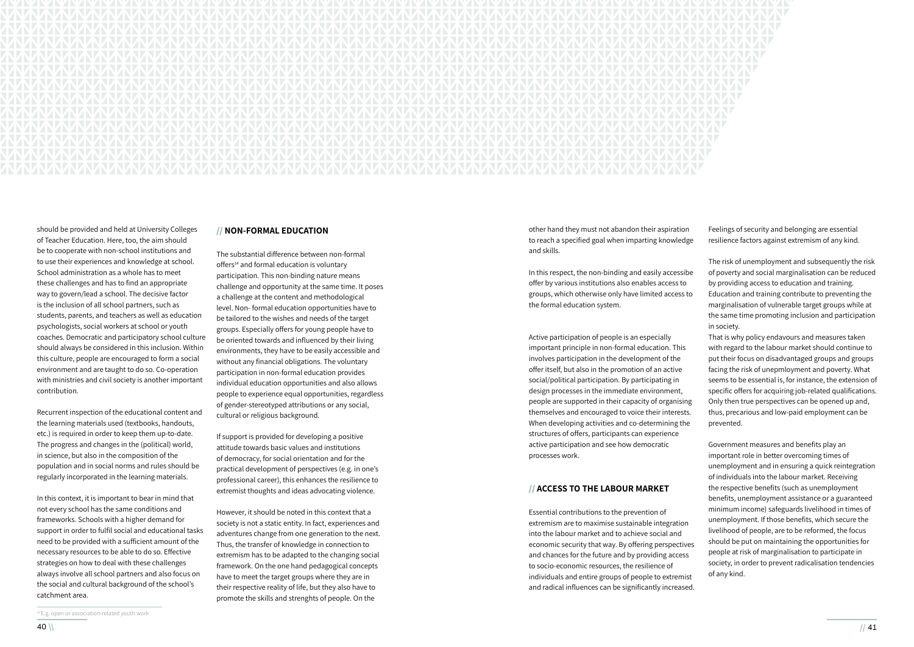should be provided and held at University Colleges of Teacher Education. Here, too, the aim should be to cooperate with non-school institutions and to use their experiences and knowledge at school. School administration as a whole has to meet these challenges and has to find an appropriate way to govern/lead a school. The decisive factor is the inclusion of all school partners, such as students, parents, and teachers as well as education psychologists, social workers at school or youth coaches. Democratic and participatory school culture should always be considered in this inclusion. Within this culture, people are encouraged to form a social environment and are taught to do so. Co-operation with ministries and civil society is another important contribution.

Recurrent inspection of the educational content and the learning materials used (textbooks, handouts, etc.) is required in order to keep them up-to-date. The progress and changes in the (political) world, in science, but also in the composition of the population and in social norms and rules should be regularly incorporated in the learning materials.

In this context, it is important to bear in mind that not every school has the same conditions and frameworks. Schools with a higher demand for support in order to fulfil social and educational tasks need to be provided with a sufficient amount of the necessary resources to be able to do so. Effective strategies on how to deal with these challenges always involve all school partners and also focus on the social and cultural background of the school's catchment area.

## // NON-FORMAL EDUCATION

The substantial difference between non-formal offers[14] and formal education is voluntary participation. This non-binding nature means challenge and opportunity at the same time. It poses a challenge at the content and methodological level. Non- formal education opportunities have to be tailored to the wishes and needs of the target groups. Especially offers for young people have to be oriented towards and influenced by their living environments, they have to be easily accessible and without any financial obligations. The voluntary participation in non-formal education provides individual education opportunities and also allows people to experience equal opportunities, regardless of gender-stereotyped attributions or any social, cultural or religious background.

If support is provided for developing a positive attitude towards basic values and institutions of democracy, for social orientation and for the practical development of perspectives (e.g. in one's professional career), this enhances the resilience to extremist thoughts and ideas advocating violence.

However, it should be noted in this context that a society is not a static entity. In fact, experiences and adventures change from one generation to the next. Thus, the transfer of knowledge in connection to extremism has to be adapted to the changing social framework. On the one hand pedagogical concepts have to meet the target groups where they are in their respective reality of life, but they also have to promote the skills and strenghts of people. On the other hand they must not abandon their aspiration to reach a specified goal when imparting knowledge and skills.

In this respect, the non-binding and easily accessibe offer by various institutions also enables access to groups, which otherwise only have limited access to the formal education system.

Active participation of people is an especially important principle in non-formal education. This involves participation in the development of the offer itself, but also in the promotion of an active social/political participation. By participating in design processes in the immediate environment, people are supported in their capacity of organising themselves and encouraged to voice their interests. When developing activities and co-determining the structures of offers, participants can experience active participation and see how democratic processes work.

## // ACCESS TO THE LABOUR MARKET

Essential contributions to the prevention of extremism are to maximise sustainable integration into the labour market and to achieve social and economic security that way. By offering perspectives and chances for the future and by providing access to socio-economic resources, the resilience of individuals and entire groups of people to extremist and radical influences can be significantly increased. Feelings of security and belonging are essential resilience factors against extremism of any kind.

The risk of unemployment and subsequently the risk of poverty and social marginalisation can be reduced by providing access to education and training. Education and training contribute to preventing the marginalisation of vulnerable target groups while at the same time promoting inclusion and participation in society.

That is why policy endavours and measures taken with regard to the labour market should continue to put their focus on disadvantaged groups and groups facing the risk of unepmloyment and poverty. What seems to be essential is, for instance, the extension of specific offers for acquiring job-related qualifications. Only then true perspectives can be opened up and, thus, precarious and low-paid employment can be prevented.

Government measures and benefits play an important role in better overcoming times of unemployment and in ensuring a quick reintegration of individuals into the labour market. Receiving the respective benefits (such as unemployment benefits, unemployment assistance or a guaranteed minimum income) safeguards livelihood in times of unemployment. If those benefits, which secure the livelihood of people, are to be reformed, the focus should be put on maintaining the opportunities for people at risk of marginalisation to participate in society, in order to prevent radicalisation tendencies of any kind.

---

[14] E.g. open or association-related youth work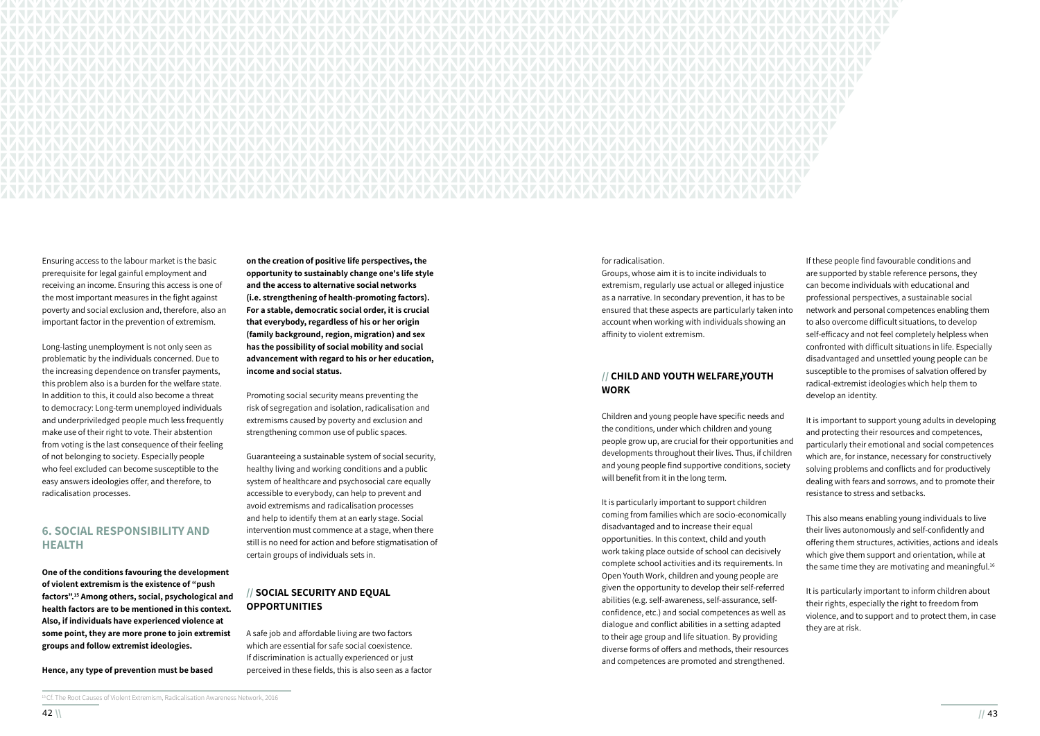Ensuring access to the labour market is the basic prerequisite for legal gainful employment and receiving an income. Ensuring this access is one of the most important measures in the fight against poverty and social exclusion and, therefore, also an important factor in the prevention of extremism.

Long-lasting unemployment is not only seen as problematic by the individuals concerned. Due to the increasing dependence on transfer payments, this problem also is a burden for the welfare state. In addition to this, it could also become a threat to democracy: Long-term unemployed individuals and underpriviledged people much less frequently make use of their right to vote. Their abstention from voting is the last consequence of their feeling of not belonging to society. Especially people who feel excluded can become susceptible to the easy answers ideologies offer, and therefore, to radicalisation processes.

## 6. SOCIAL RESPONSIBILITY AND HEALTH

**One of the conditions favouring the development of violent extremism is the existence of "push factors".[15] Among others, social, psychological and health factors are to be mentioned in this context. Also, if individuals have experienced violence at some point, they are more prone to join extremist groups and follow extremist ideologies.**

**Hence, any type of prevention must be based on the creation of positive life perspectives, the opportunity to sustainably change one's life style and the access to alternative social networks (i.e. strengthening of health-promoting factors). For a stable, democratic social order, it is crucial that everybody, regardless of his or her origin (family background, region, migration) and sex has the possibility of social mobility and social advancement with regard to his or her education, income and social status.**

Promoting social security means preventing the risk of segregation and isolation, radicalisation and extremisms caused by poverty and exclusion and strengthening common use of public spaces.

Guaranteeing a sustainable system of social security, healthy living and working conditions and a public system of healthcare and psychosocial care equally accessible to everybody, can help to prevent and avoid extremisms and radicalisation processes and help to identify them at an early stage. Social intervention must commence at a stage, when there still is no need for action and before stigmatisation of certain groups of individuals sets in.

### // SOCIAL SECURITY AND EQUAL OPPORTUNITIES

A safe job and affordable living are two factors which are essential for safe social coexistence. If discrimination is actually experienced or just perceived in these fields, this is also seen as a factor for radicalisation.

Groups, whose aim it is to incite individuals to extremism, regularly use actual or alleged injustice as a narrative. In secondary prevention, it has to be ensured that these aspects are particularly taken into account when working with individuals showing an affinity to violent extremism.

### // CHILD AND YOUTH WELFARE,YOUTH WORK

Children and young people have specific needs and the conditions, under which children and young people grow up, are crucial for their opportunities and developments throughout their lives. Thus, if children and young people find supportive conditions, society will benefit from it in the long term.

It is particularly important to support children coming from families which are socio-economically disadvantaged and to increase their equal opportunities. In this context, child and youth work taking place outside of school can decisively complete school activities and its requirements. In Open Youth Work, children and young people are given the opportunity to develop their self-referred abilities (e.g. self-awareness, self-assurance, self-confidence, etc.) and social competences as well as dialogue and conflict abilities in a setting adapted to their age group and life situation. By providing diverse forms of offers and methods, their resources and competences are promoted and strengthened.

If these people find favourable conditions and are supported by stable reference persons, they can become individuals with educational and professional perspectives, a sustainable social network and personal competences enabling them to also overcome difficult situations, to develop self-efficacy and not feel completely helpless when confronted with difficult situations in life. Especially disadvantaged and unsettled young people can be susceptible to the promises of salvation offered by radical-extremist ideologies which help them to develop an identity.

It is important to support young adults in developing and protecting their resources and competences, particularly their emotional and social competences which are, for instance, necessary for constructively solving problems and conflicts and for productively dealing with fears and sorrows, and to promote their resistance to stress and setbacks.

This also means enabling young individuals to live their lives autonomously and self-confidently and offering them structures, activities, actions and ideals which give them support and orientation, while at the same time they are motivating and meaningful.[16]

It is particularly important to inform children about their rights, especially the right to freedom from violence, and to support and to protect them, in case they are at risk.

[15] Cf. The Root Causes of Violent Extremism, Radicalisation Awareness Network, 2016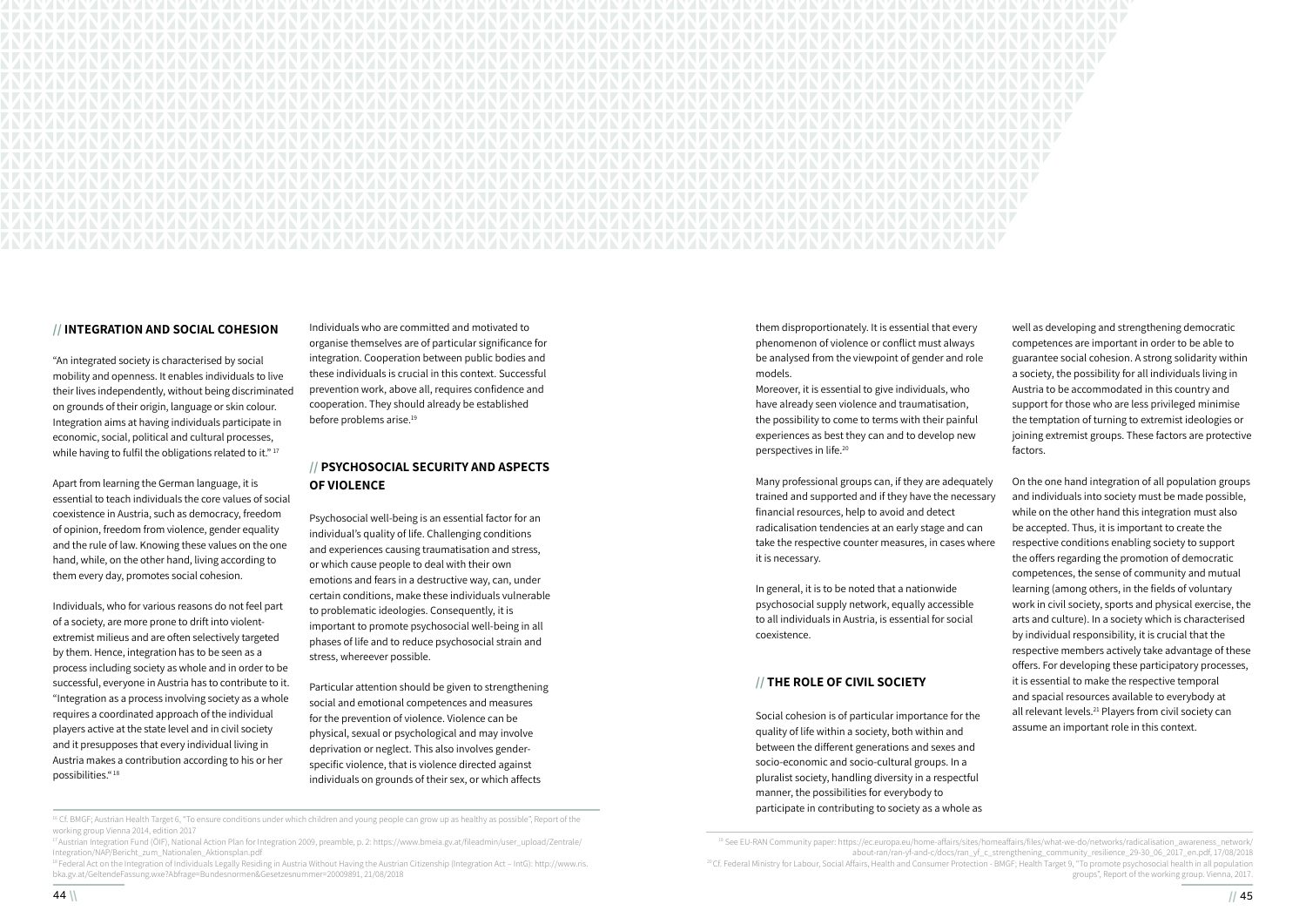## // INTEGRATION AND SOCIAL COHESION

"An integrated society is characterised by social mobility and openness. It enables individuals to live their lives independently, without being discriminated on grounds of their origin, language or skin colour. Integration aims at having individuals participate in economic, social, political and cultural processes, while having to fulfil the obligations related to it."[17]

Apart from learning the German language, it is essential to teach individuals the core values of social coexistence in Austria, such as democracy, freedom of opinion, freedom from violence, gender equality and the rule of law. Knowing these values on the one hand, while, on the other hand, living according to them every day, promotes social cohesion.

Individuals, who for various reasons do not feel part of a society, are more prone to drift into violent-extremist milieus and are often selectively targeted by them. Hence, integration has to be seen as a process including society as whole and in order to be successful, everyone in Austria has to contribute to it. "Integration as a process involving society as a whole requires a coordinated approach of the individual players active at the state level and in civil society and it presupposes that every individual living in Austria makes a contribution according to his or her possibilities."[18]

Individuals who are committed and motivated to organise themselves are of particular significance for integration. Cooperation between public bodies and these individuals is crucial in this context. Successful prevention work, above all, requires confidence and cooperation. They should already be established before problems arise.[19]

## // PSYCHOSOCIAL SECURITY AND ASPECTS OF VIOLENCE

Psychosocial well-being is an essential factor for an individual's quality of life. Challenging conditions and experiences causing traumatisation and stress, or which cause people to deal with their own emotions and fears in a destructive way, can, under certain conditions, make these individuals vulnerable to problematic ideologies. Consequently, it is important to promote psychosocial well-being in all phases of life and to reduce psychosocial strain and stress, whereever possible.

Particular attention should be given to strengthening social and emotional competences and measures for the prevention of violence. Violence can be physical, sexual or psychological and may involve deprivation or neglect. This also involves gender-specific violence, that is violence directed against individuals on grounds of their sex, or which affects them disproportionately. It is essential that every phenomenon of violence or conflict must always be analysed from the viewpoint of gender and role models.

Moreover, it is essential to give individuals, who have already seen violence and traumatisation, the possibility to come to terms with their painful experiences as best they can and to develop new perspectives in life.[20]

Many professional groups can, if they are adequately trained and supported and if they have the necessary financial resources, help to avoid and detect radicalisation tendencies at an early stage and can take the respective counter measures, in cases where it is necessary.

In general, it is to be noted that a nationwide psychosocial supply network, equally accessible to all individuals in Austria, is essential for social coexistence.

## // THE ROLE OF CIVIL SOCIETY

Social cohesion is of particular importance for the quality of life within a society, both within and between the different generations and sexes and socio-economic and socio-cultural groups. In a pluralist society, handling diversity in a respectful manner, the possibilities for everybody to participate in contributing to society as a whole as well as developing and strengthening democratic competences are important in order to be able to guarantee social cohesion. A strong solidarity within a society, the possibility for all individuals living in Austria to be accommodated in this country and support for those who are less privileged minimise the temptation of turning to extremist ideologies or joining extremist groups. These factors are protective factors.

On the one hand integration of all population groups and individuals into society must be made possible, while on the other hand this integration must also be accepted. Thus, it is important to create the respective conditions enabling society to support the offers regarding the promotion of democratic competences, the sense of community and mutual learning (among others, in the fields of voluntary work in civil society, sports and physical exercise, the arts and culture). In a society which is characterised by individual responsibility, it is crucial that the respective members actively take advantage of these offers. For developing these participatory processes, it is essential to make the respective temporal and spacial resources available to everybody at all relevant levels.[21] Players from civil society can assume an important role in this context.

---

[16] Cf. BMGF; Austrian Health Target 6, "To ensure conditions under which children and young people can grow up as healthy as possible", Report of the working group Vienna 2014, edition 2017

[17] Austrian Integration Fund (ÖIF), National Action Plan for Integration 2009, preamble, p. 2: https://www.bmeia.gv.at/fileadmin/user_upload/Zentrale/Integration/NAP/Bericht_zum_Nationalen_Aktionsplan.pdf

[18] Federal Act on the Integration of Individuals Legally Residing in Austria Without Having the Austrian Citizenship (Integration Act – IntG): http://www.ris.bka.gv.at/GeltendeFassung.wxe?Abfrage=Bundesnormen&Gesetzesnummer=20009891, 21/08/2018

[19] See EU-RAN Community paper: https://ec.europa.eu/home-affairs/sites/homeaffairs/files/what-we-do/networks/radicalisation_awareness_network/about-ran/ran-yf-and-c/docs/ran_yf_c_strengthening_community_resilience_29-30_06_2017_en.pdf, 17/08/2018

[20] Cf. Federal Ministry for Labour, Social Affairs, Health and Consumer Protection - BMGF; Health Target 9, "To promote psychosocial health in all population groups", Report of the working group. Vienna, 2017.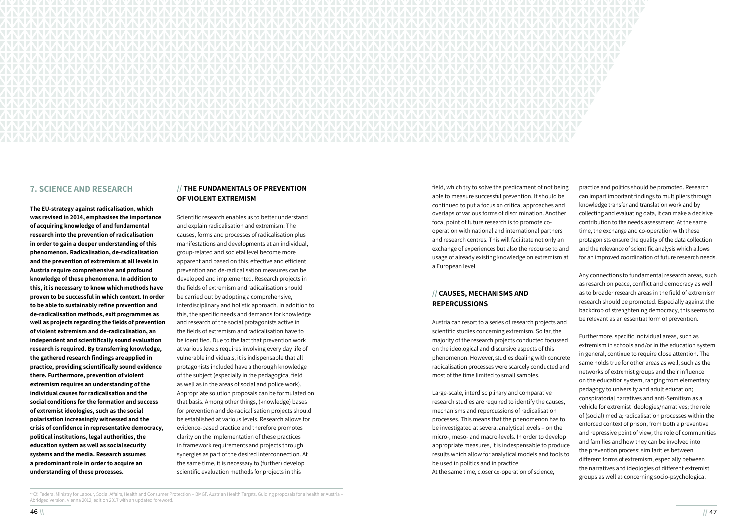## 7. SCIENCE AND RESEARCH

**The EU-strategy against radicalisation, which was revised in 2014, emphasises the importance of acquiring knowledge of and fundamental research into the prevention of radicalisation in order to gain a deeper understanding of this phenomenon. Radicalisation, de-radicalisation and the prevention of extremism at all levels in Austria require comprehensive and profound knowledge of these phenomena. In addition to this, it is necessary to know which methods have proven to be successful in which context. In order to be able to sustainably refine prevention and de-radicalisation methods, exit programmes as well as projects regarding the fields of prevention of violent extremism and de-radicalisation, an independent and scientifically sound evaluation research is required. By transferring knowledge, the gathered research findings are applied in practice, providing scientifically sound evidence there. Furthermore, prevention of violent extremism requires an understanding of the individual causes for radicalisation and the social conditions for the formation and success of extremist ideologies, such as the social polarisation increasingly witnessed and the crisis of confidence in representative democracy, political institutions, legal authorities, the education system as well as social security systems and the media. Research assumes a predominant role in order to acquire an understanding of these processes.**

### // THE FUNDAMENTALS OF PREVENTION OF VIOLENT EXTREMISM

Scientific research enables us to better understand and explain radicalisation and extremism: The causes, forms and processes of radicalisation plus manifestations and developments at an individual, group-related and societal level become more apparent and based on this, effective and efficient prevention and de-radicalisation measures can be developed and implemented. Research projects in the fields of extremism and radicalisation should be carried out by adopting a comprehensive, interdisciplinary and holistic approach. In addition to this, the specific needs and demands for knowledge and research of the social protagonists active in the fields of extremism and radicalisation have to be identified. Due to the fact that prevention work at various levels requires involving every day life of vulnerable individuals, it is indispensable that all protagonists included have a thorough knowledge of the subject (especially in the pedagogical field as well as in the areas of social and police work). Appropriate solution proposals can be formulated on that basis. Among other things, (knowledge) bases for prevention and de-radicalisation projects should be established at various levels. Research allows for evidence-based practice and therefore promotes clarity on the implementation of these practices in framework requirements and projects through synergies as part of the desired interconnection. At the same time, it is necessary to (further) develop scientific evaluation methods for projects in this field, which try to solve the predicament of not being able to measure successful prevention. It should be continued to put a focus on critical approaches and overlaps of various forms of discrimination. Another focal point of future research is to promote co-operation with national and international partners and research centres. This will facilitate not only an exchange of experiences but also the recourse to and usage of already existing knowledge on extremism at a European level.

### // CAUSES, MECHANISMS AND REPERCUSSIONS

Austria can resort to a series of research projects and scientific studies concerning extremism. So far, the majority of the research projects conducted focussed on the ideological and discursive aspects of this phenomenon. However, studies dealing with concrete radicalisation processes were scarcely conducted and most of the time limited to small samples.

Large-scale, interdisciplinary and comparative research studies are required to identify the causes, mechanisms and repercussions of radicalisation processes. This means that the phenomenon has to be investigated at several analytical levels – on the micro-, meso- and macro-levels. In order to develop appropriate measures, it is indespensable to produce results which allow for analytical models and tools to be used in politics and in practice.
At the same time, closer co-operation of science, practice and politics should be promoted. Research can impart important findings to multipliers through knowledge transfer and translation work and by collecting and evaluating data, it can make a decisive contribution to the needs assessment. At the same time, the exchange and co-operation with these protagonists ensure the quality of the data collection and the relevance of scientific analysis which allows for an improved coordination of future research needs.

Any connections to fundamental research areas, such as research on peace, conflict and democracy as well as to broader research areas in the field of extremism research should be promoted. Especially against the backdrop of strenghtening democracy, this seems to be relevant as an essential form of prevention.

Furthermore, specific individual areas, such as extremism in schools and/or in the education system in general, continue to require close attention. The same holds true for other areas as well, such as the networks of extremist groups and their influence on the education system, ranging from elementary pedagogy to university and adult education; conspiratorial narratives and anti-Semitism as a vehicle for extremist ideologies/narratives; the role of (social) media; radicalisation processes within the enforced context of prison, from both a preventive and repressive point of view; the role of communities and families and how they can be involved into the prevention process; similarities between different forms of extremism, especially between the narratives and ideologies of different extremist groups as well as concerning socio-psychological

[22] Cf. Federal Ministry for Labour, Social Affairs, Health and Consumer Protection – BMGF. Austrian Health Targets. Guiding proposals for a healthier Austria – Abridged Version. Vienna 2012, edition 2017 with an updated foreword.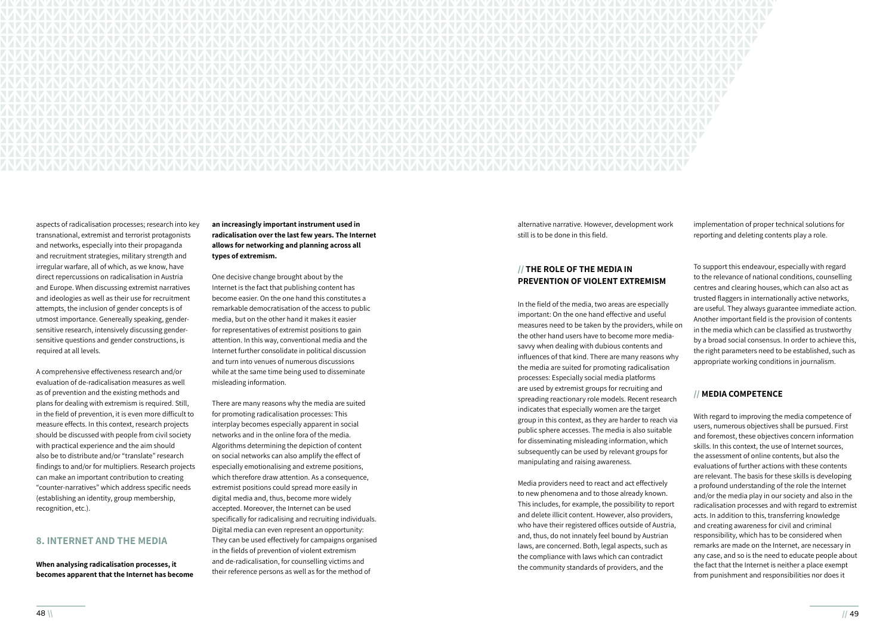aspects of radicalisation processes; research into key transnational, extremist and terrorist protagonists and networks, especially into their propaganda and recruitment strategies, military strength and irregular warfare, all of which, as we know, have direct repercussions on radicalisation in Austria and Europe. When discussing extremist narratives and ideologies as well as their use for recruitment attempts, the inclusion of gender concepts is of utmost importance. Genereally speaking, gender-sensitive research, intensively discussing gender-sensitive questions and gender constructions, is required at all levels.

A comprehensive effectiveness research and/or evaluation of de-radicalisation measures as well as of prevention and the existing methods and plans for dealing with extremism is required. Still, in the field of prevention, it is even more difficult to measure effects. In this context, research projects should be discussed with people from civil society with practical experience and the aim should also be to distribute and/or "translate" research findings to and/or for multipliers. Research projects can make an important contribution to creating "counter-narratives" which address specific needs (establishing an identity, group membership, recognition, etc.).

## 8. INTERNET AND THE MEDIA

**When analysing radicalisation processes, it becomes apparent that the Internet has become an increasingly important instrument used in radicalisation over the last few years. The Internet allows for networking and planning across all types of extremism.**

One decisive change brought about by the Internet is the fact that publishing content has become easier. On the one hand this constitutes a remarkable democratisation of the access to public media, but on the other hand it makes it easier for representatives of extremist positions to gain attention. In this way, conventional media and the Internet further consolidate in political discussion and turn into venues of numerous discussions while at the same time being used to disseminate misleading information.

There are many reasons why the media are suited for promoting radicalisation processes: This interplay becomes especially apparent in social networks and in the online fora of the media. Algorithms determining the depiction of content on social networks can also amplify the effect of especially emotionalising and extreme positions, which therefore draw attention. As a consequence, extremist positions could spread more easily in digital media and, thus, become more widely accepted. Moreover, the Internet can be used specifically for radicalising and recruiting individuals. Digital media can even represent an opportunity: They can be used effectively for campaigns organised in the fields of prevention of violent extremism and de-radicalisation, for counselling victims and their reference persons as well as for the method of alternative narrative. However, development work still is to be done in this field.

### // THE ROLE OF THE MEDIA IN PREVENTION OF VIOLENT EXTREMISM

In the field of the media, two areas are especially important: On the one hand effective and useful measures need to be taken by the providers, while on the other hand users have to become more media-savvy when dealing with dubious contents and influences of that kind. There are many reasons why the media are suited for promoting radicalisation processes: Especially social media platforms are used by extremist groups for recruiting and spreading reactionary role models. Recent research indicates that especially women are the target group in this context, as they are harder to reach via public sphere accesses. The media is also suitable for disseminating misleading information, which subsequently can be used by relevant groups for manipulating and raising awareness.

Media providers need to react and act effectively to new phenomena and to those already known. This includes, for example, the possibility to report and delete illicit content. However, also providers, who have their registered offices outside of Austria, and, thus, do not innately feel bound by Austrian laws, are concerned. Both, legal aspects, such as the compliance with laws which can contradict the community standards of providers, and the implementation of proper technical solutions for reporting and deleting contents play a role.

To support this endeavour, especially with regard to the relevance of national conditions, counselling centres and clearing houses, which can also act as trusted flaggers in internationally active networks, are useful. They always guarantee immediate action. Another important field is the provision of contents in the media which can be classified as trustworthy by a broad social consensus. In order to achieve this, the right parameters need to be established, such as appropriate working conditions in journalism.

### // MEDIA COMPETENCE

With regard to improving the media competence of users, numerous objectives shall be pursued. First and foremost, these objectives concern information skills. In this context, the use of Internet sources, the assessment of online contents, but also the evaluations of further actions with these contents are relevant. The basis for these skills is developing a profound understanding of the role the Internet and/or the media play in our society and also in the radicalisation processes and with regard to extremist acts. In addition to this, transferring knowledge and creating awareness for civil and criminal responsibility, which has to be considered when remarks are made on the Internet, are necessary in any case, and so is the need to educate people about the fact that the Internet is neither a place exempt from punishment and responsibilities nor does it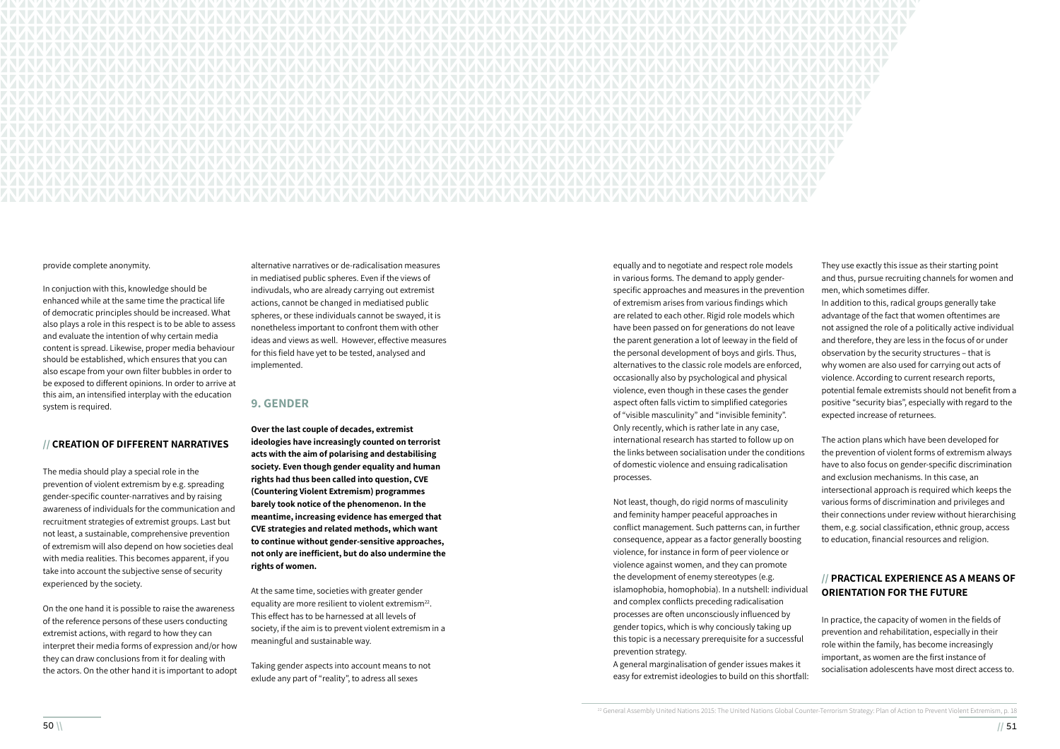provide complete anonymity.

In conjuction with this, knowledge should be enhanced while at the same time the practical life of democratic principles should be increased. What also plays a role in this respect is to be able to assess and evaluate the intention of why certain media content is spread. Likewise, proper media behaviour should be established, which ensures that you can also escape from your own filter bubbles in order to be exposed to different opinions. In order to arrive at this aim, an intensified interplay with the education system is required.

### // CREATION OF DIFFERENT NARRATIVES

The media should play a special role in the prevention of violent extremism by e.g. spreading gender-specific counter-narratives and by raising awareness of individuals for the communication and recruitment strategies of extremist groups. Last but not least, a sustainable, comprehensive prevention of extremism will also depend on how societies deal with media realities. This becomes apparent, if you take into account the subjective sense of security experienced by the society.

On the one hand it is possible to raise the awareness of the reference persons of these users conducting extremist actions, with regard to how they can interpret their media forms of expression and/or how they can draw conclusions from it for dealing with the actors. On the other hand it is important to adopt alternative narratives or de-radicalisation measures in mediatised public spheres. Even if the views of indivudals, who are already carrying out extremist actions, cannot be changed in mediatised public spheres, or these individuals cannot be swayed, it is nonetheless important to confront them with other ideas and views as well. However, effective measures for this field have yet to be tested, analysed and implemented.

## 9. GENDER

**Over the last couple of decades, extremist ideologies have increasingly counted on terrorist acts with the aim of polarising and destabilising society. Even though gender equality and human rights had thus been called into question, CVE (Countering Violent Extremism) programmes barely took notice of the phenomenon. In the meantime, increasing evidence has emerged that CVE strategies and related methods, which want to continue without gender-sensitive approaches, not only are inefficient, but do also undermine the rights of women.**

At the same time, societies with greater gender equality are more resilient to violent extremism[22]. This effect has to be harnessed at all levels of society, if the aim is to prevent violent extremism in a meaningful and sustainable way.

Taking gender aspects into account means to not exlude any part of "reality", to adress all sexes equally and to negotiate and respect role models in various forms. The demand to apply gender-specific approaches and measures in the prevention of extremism arises from various findings which are related to each other. Rigid role models which have been passed on for generations do not leave the parent generation a lot of leeway in the field of the personal development of boys and girls. Thus, alternatives to the classic role models are enforced, occasionally also by psychological and physical violence, even though in these cases the gender aspect often falls victim to simplified categories of "visible masculinity" and "invisible feminity". Only recently, which is rather late in any case, international research has started to follow up on the links between socialisation under the conditions of domestic violence and ensuing radicalisation processes.

Not least, though, do rigid norms of masculinity and feminity hamper peaceful approaches in conflict management. Such patterns can, in further consequence, appear as a factor generally boosting violence, for instance in form of peer violence or violence against women, and they can promote the development of enemy stereotypes (e.g. islamophobia, homophobia). In a nutshell: individual and complex conflicts preceding radicalisation processes are often unconsciously influenced by gender topics, which is why conciously taking up this topic is a necessary prerequisite for a successful prevention strategy.
A general marginalisation of gender issues makes it easy for extremist ideologies to build on this shortfall: They use exactly this issue as their starting point and thus, pursue recruiting channels for women and men, which sometimes differ.
In addition to this, radical groups generally take advantage of the fact that women oftentimes are not assigned the role of a politically active individual and therefore, they are less in the focus of or under observation by the security structures – that is why women are also used for carrying out acts of violence. According to current research reports, potential female extremists should not benefit from a positive "security bias", especially with regard to the expected increase of returnees.

The action plans which have been developed for the prevention of violent forms of extremism always have to also focus on gender-specific discrimination and exclusion mechanisms. In this case, an intersectional approach is required which keeps the various forms of discrimination and privileges and their connections under review without hierarchising them, e.g. social classification, ethnic group, access to education, financial resources and religion.

### // PRACTICAL EXPERIENCE AS A MEANS OF ORIENTATION FOR THE FUTURE

In practice, the capacity of women in the fields of prevention and rehabilitation, especially in their role within the family, has become increasingly important, as women are the first instance of socialisation adolescents have most direct access to.

[22] General Assembly United Nations 2015: The United Nations Global Counter-Terrorism Strategy: Plan of Action to Prevent Violent Extremism, p. 18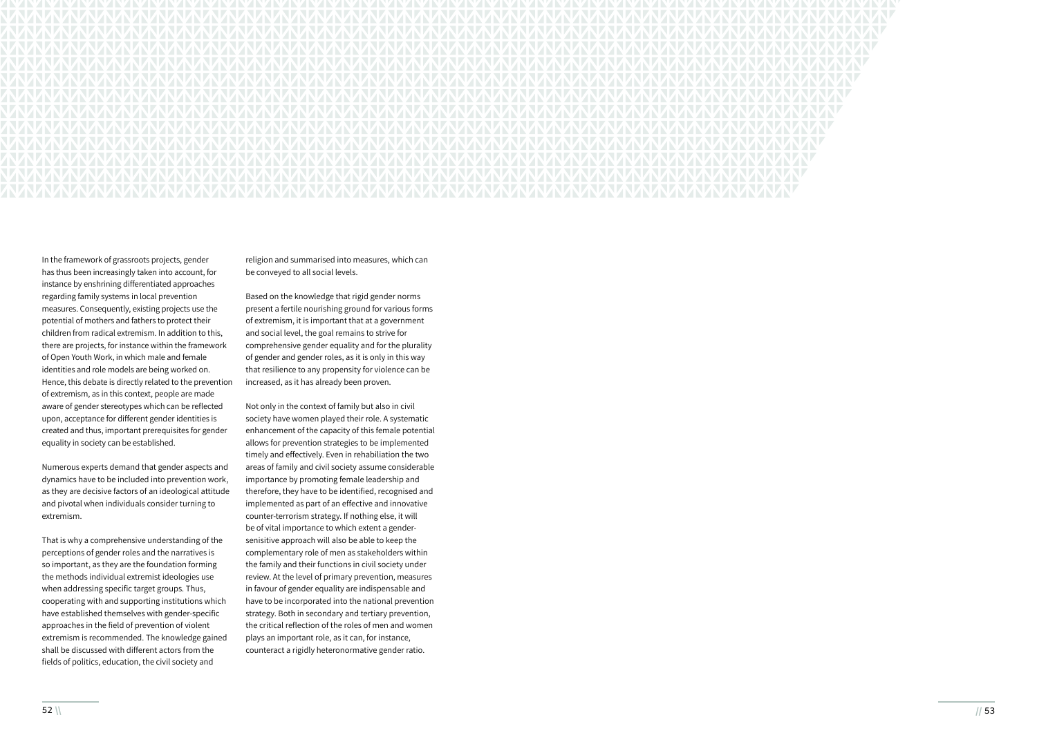In the framework of grassroots projects, gender has thus been increasingly taken into account, for instance by enshrining differentiated approaches regarding family systems in local prevention measures. Consequently, existing projects use the potential of mothers and fathers to protect their children from radical extremism. In addition to this, there are projects, for instance within the framework of Open Youth Work, in which male and female identities and role models are being worked on. Hence, this debate is directly related to the prevention of extremism, as in this context, people are made aware of gender stereotypes which can be reflected upon, acceptance for different gender identities is created and thus, important prerequisites for gender equality in society can be established.

Numerous experts demand that gender aspects and dynamics have to be included into prevention work, as they are decisive factors of an ideological attitude and pivotal when individuals consider turning to extremism.

That is why a comprehensive understanding of the perceptions of gender roles and the narratives is so important, as they are the foundation forming the methods individual extremist ideologies use when addressing specific target groups. Thus, cooperating with and supporting institutions which have established themselves with gender-specific approaches in the field of prevention of violent extremism is recommended. The knowledge gained shall be discussed with different actors from the fields of politics, education, the civil society and religion and summarised into measures, which can be conveyed to all social levels.

Based on the knowledge that rigid gender norms present a fertile nourishing ground for various forms of extremism, it is important that at a government and social level, the goal remains to strive for comprehensive gender equality and for the plurality of gender and gender roles, as it is only in this way that resilience to any propensity for violence can be increased, as it has already been proven.

Not only in the context of family but also in civil society have women played their role. A systematic enhancement of the capacity of this female potential allows for prevention strategies to be implemented timely and effectively. Even in rehabiliation the two areas of family and civil society assume considerable importance by promoting female leadership and therefore, they have to be identified, recognised and implemented as part of an effective and innovative counter-terrorism strategy. If nothing else, it will be of vital importance to which extent a gender-senisitive approach will also be able to keep the complementary role of men as stakeholders within the family and their functions in civil society under review. At the level of primary prevention, measures in favour of gender equality are indispensable and have to be incorporated into the national prevention strategy. Both in secondary and tertiary prevention, the critical reflection of the roles of men and women plays an important role, as it can, for instance, counteract a rigidly heteronormative gender ratio.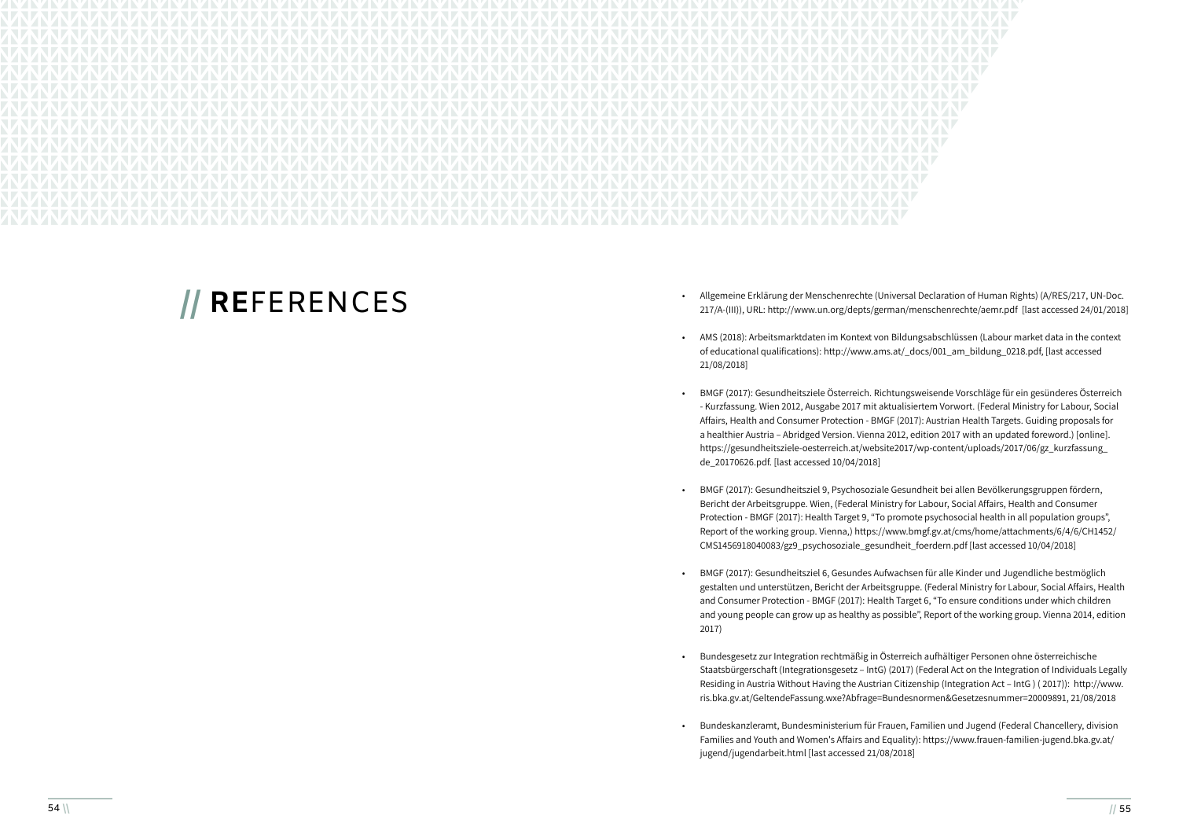# // REFERENCES

- Allgemeine Erklärung der Menschenrechte (Universal Declaration of Human Rights) (A/RES/217, UN-Doc. 217/A-(III)), URL: http://www.un.org/depts/german/menschenrechte/aemr.pdf [last accessed 24/01/2018]

- AMS (2018): Arbeitsmarktdaten im Kontext von Bildungsabschlüssen (Labour market data in the context of educational qualifications): http://www.ams.at/_docs/001_am_bildung_0218.pdf, [last accessed 21/08/2018]

- BMGF (2017): Gesundheitsziele Österreich. Richtungsweisende Vorschläge für ein gesünderes Österreich - Kurzfassung. Wien 2012, Ausgabe 2017 mit aktualisiertem Vorwort. (Federal Ministry for Labour, Social Affairs, Health and Consumer Protection - BMGF (2017): Austrian Health Targets. Guiding proposals for a healthier Austria – Abridged Version. Vienna 2012, edition 2017 with an updated foreword.) [online]. https://gesundheitsziele-oesterreich.at/website2017/wp-content/uploads/2017/06/gz_kurzfassung_de_20170626.pdf. [last accessed 10/04/2018]

- BMGF (2017): Gesundheitsziel 9, Psychosoziale Gesundheit bei allen Bevölkerungsgruppen fördern, Bericht der Arbeitsgruppe. Wien, (Federal Ministry for Labour, Social Affairs, Health and Consumer Protection - BMGF (2017): Health Target 9, "To promote psychosocial health in all population groups", Report of the working group. Vienna,) https://www.bmgf.gv.at/cms/home/attachments/6/4/6/CH1452/CMS1456918040083/gz9_psychosoziale_gesundheit_foerdern.pdf [last accessed 10/04/2018]

- BMGF (2017): Gesundheitsziel 6, Gesundes Aufwachsen für alle Kinder und Jugendliche bestmöglich gestalten und unterstützen, Bericht der Arbeitsgruppe. (Federal Ministry for Labour, Social Affairs, Health and Consumer Protection - BMGF (2017): Health Target 6, "To ensure conditions under which children and young people can grow up as healthy as possible", Report of the working group. Vienna 2014, edition 2017)

- Bundesgesetz zur Integration rechtmäßig in Österreich aufhältiger Personen ohne österreichische Staatsbürgerschaft (Integrationsgesetz – IntG) (2017) (Federal Act on the Integration of Individuals Legally Residing in Austria Without Having the Austrian Citizenship (Integration Act – IntG ) ( 2017)): http://www.ris.bka.gv.at/GeltendeFassung.wxe?Abfrage=Bundesnormen&Gesetzesnummer=20009891, 21/08/2018

- Bundeskanzleramt, Bundesministerium für Frauen, Familien und Jugend (Federal Chancellery, division Families and Youth and Women's Affairs and Equality): https://www.frauen-familien-jugend.bka.gv.at/jugend/jugendarbeit.html [last accessed 21/08/2018]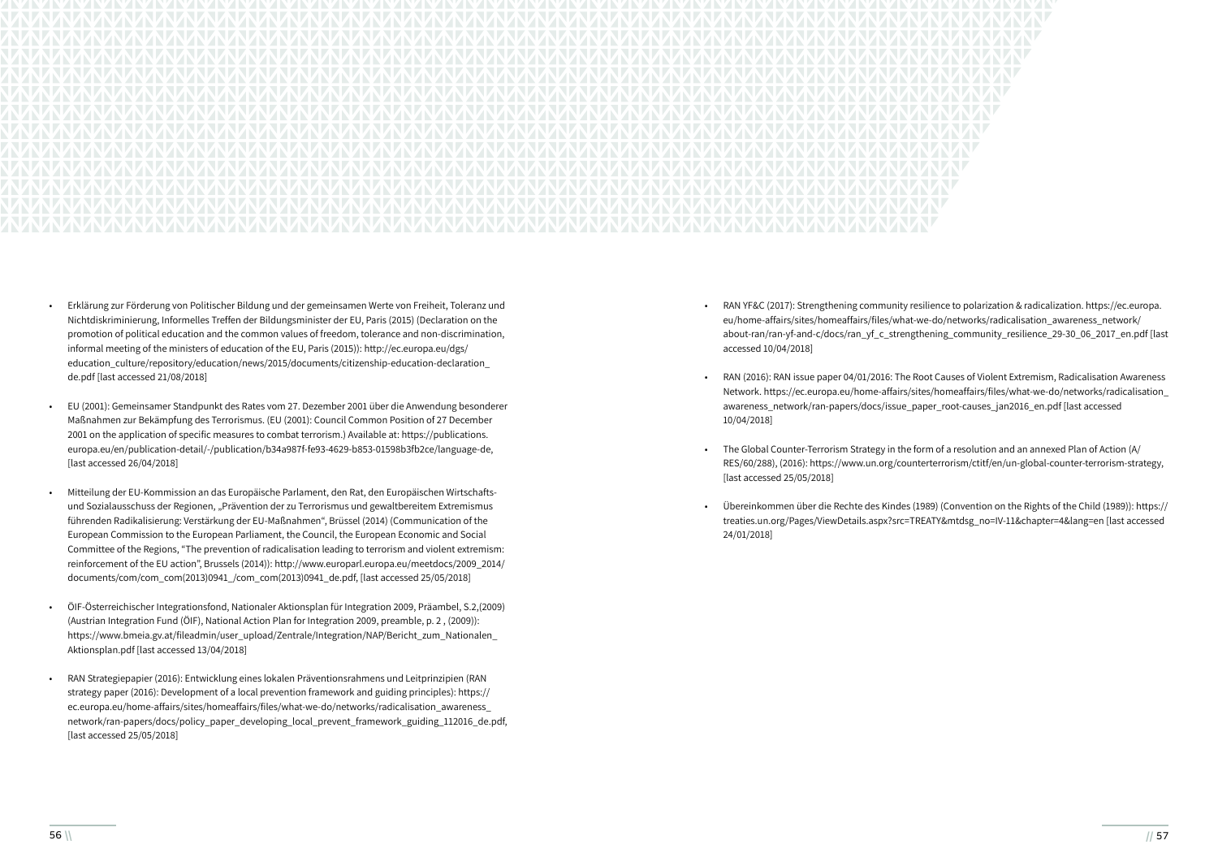- Erklärung zur Förderung von Politischer Bildung und der gemeinsamen Werte von Freiheit, Toleranz und Nichtdiskriminierung, Informelles Treffen der Bildungsminister der EU, Paris (2015) (Declaration on the promotion of political education and the common values of freedom, tolerance and non-discrimination, informal meeting of the ministers of education of the EU, Paris (2015)): http://ec.europa.eu/dgs/education_culture/repository/education/news/2015/documents/citizenship-education-declaration_de.pdf [last accessed 21/08/2018]

- EU (2001): Gemeinsamer Standpunkt des Rates vom 27. Dezember 2001 über die Anwendung besonderer Maßnahmen zur Bekämpfung des Terrorismus. (EU (2001): Council Common Position of 27 December 2001 on the application of specific measures to combat terrorism.) Available at: https://publications.europa.eu/en/publication-detail/-/publication/b34a987f-fe93-4629-b853-01598b3fb2ce/language-de, [last accessed 26/04/2018]

- Mitteilung der EU-Kommission an das Europäische Parlament, den Rat, den Europäischen Wirtschafts- und Sozialausschuss der Regionen, „Prävention der zu Terrorismus und gewaltbereitem Extremismus führenden Radikalisierung: Verstärkung der EU-Maßnahmen", Brüssel (2014) (Communication of the European Commission to the European Parliament, the Council, the European Economic and Social Committee of the Regions, "The prevention of radicalisation leading to terrorism and violent extremism: reinforcement of the EU action", Brussels (2014)): http://www.europarl.europa.eu/meetdocs/2009_2014/documents/com/com_com(2013)0941_/com_com(2013)0941_de.pdf, [last accessed 25/05/2018]

- ÖIF-Österreichischer Integrationsfond, Nationaler Aktionsplan für Integration 2009, Präambel, S.2,(2009) (Austrian Integration Fund (ÖIF), National Action Plan for Integration 2009, preamble, p. 2 , (2009)): https://www.bmeia.gv.at/fileadmin/user_upload/Zentrale/Integration/NAP/Bericht_zum_Nationalen_Aktionsplan.pdf [last accessed 13/04/2018]

- RAN Strategiepapier (2016): Entwicklung eines lokalen Präventionsrahmens und Leitprinzipien (RAN strategy paper (2016): Development of a local prevention framework and guiding principles): https://ec.europa.eu/home-affairs/sites/homeaffairs/files/what-we-do/networks/radicalisation_awareness_network/ran-papers/docs/policy_paper_developing_local_prevent_framework_guiding_112016_de.pdf, [last accessed 25/05/2018]

- RAN YF&C (2017): Strengthening community resilience to polarization & radicalization. https://ec.europa.eu/home-affairs/sites/homeaffairs/files/what-we-do/networks/radicalisation_awareness_network/about-ran/ran-yf-and-c/docs/ran_yf_c_strengthening_community_resilience_29-30_06_2017_en.pdf [last accessed 10/04/2018]

- RAN (2016): RAN issue paper 04/01/2016: The Root Causes of Violent Extremism, Radicalisation Awareness Network. https://ec.europa.eu/home-affairs/sites/homeaffairs/files/what-we-do/networks/radicalisation_awareness_network/ran-papers/docs/issue_paper_root-causes_jan2016_en.pdf [last accessed 10/04/2018]

- The Global Counter-Terrorism Strategy in the form of a resolution and an annexed Plan of Action (A/RES/60/288), (2016): https://www.un.org/counterterrorism/ctitf/en/un-global-counter-terrorism-strategy, [last accessed 25/05/2018]

- Übereinkommen über die Rechte des Kindes (1989) (Convention on the Rights of the Child (1989)): https://treaties.un.org/Pages/ViewDetails.aspx?src=TREATY&mtdsg_no=IV-11&chapter=4&lang=en [last accessed 24/01/2018]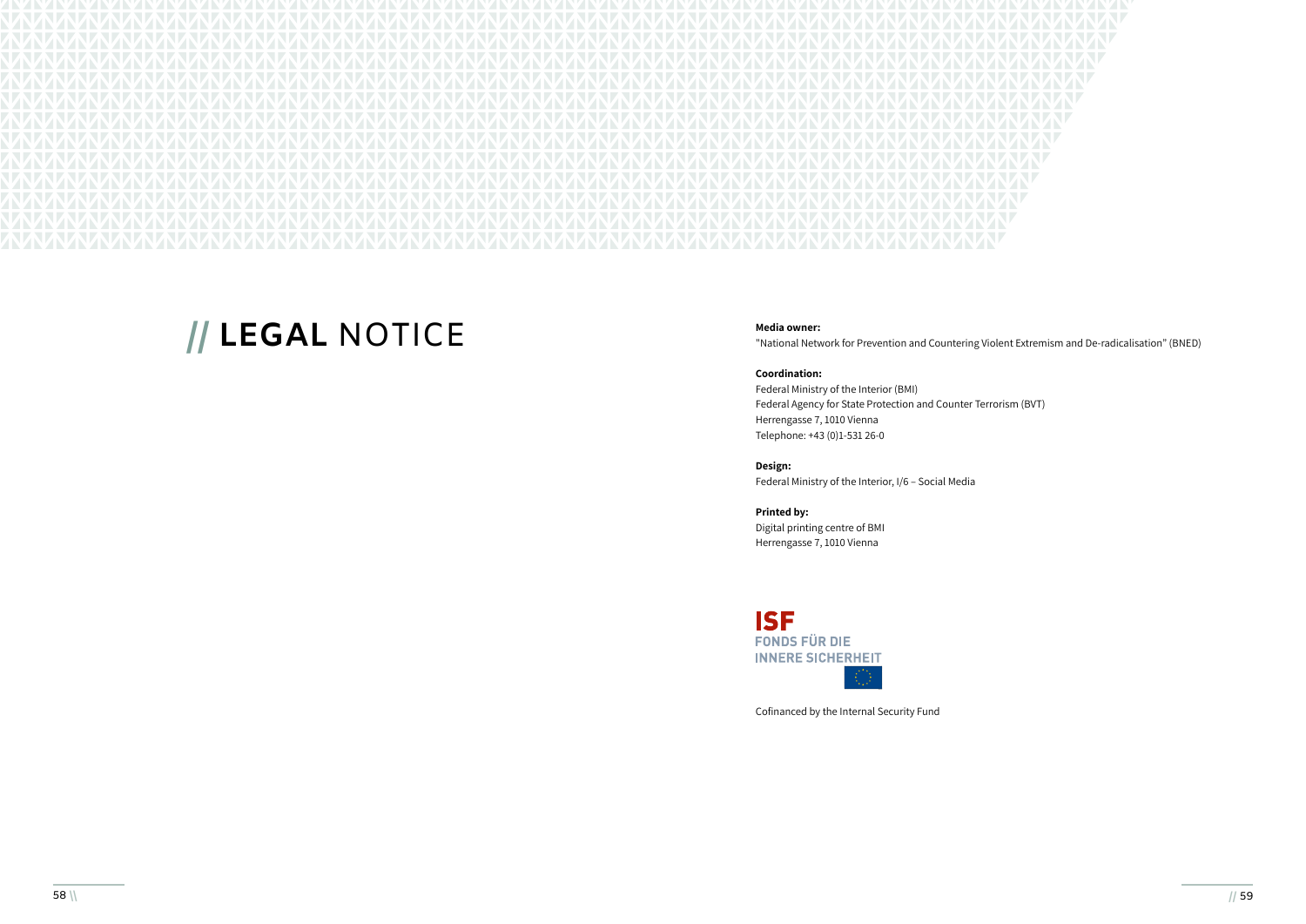# // LEGAL NOTICE

**Media owner:**
"National Network for Prevention and Countering Violent Extremism and De-radicalisation" (BNED)

**Coordination:**
Federal Ministry of the Interior (BMI)
Federal Agency for State Protection and Counter Terrorism (BVT)
Herrengasse 7, 1010 Vienna
Telephone: +43 (0)1-531 26-0

**Design:**
Federal Ministry of the Interior, I/6 – Social Media

**Printed by:**
Digital printing centre of BMI
Herrengasse 7, 1010 Vienna

ISF
FONDS FÜR DIE
INNERE SICHERHEIT

Cofinanced by the Internal Security Fund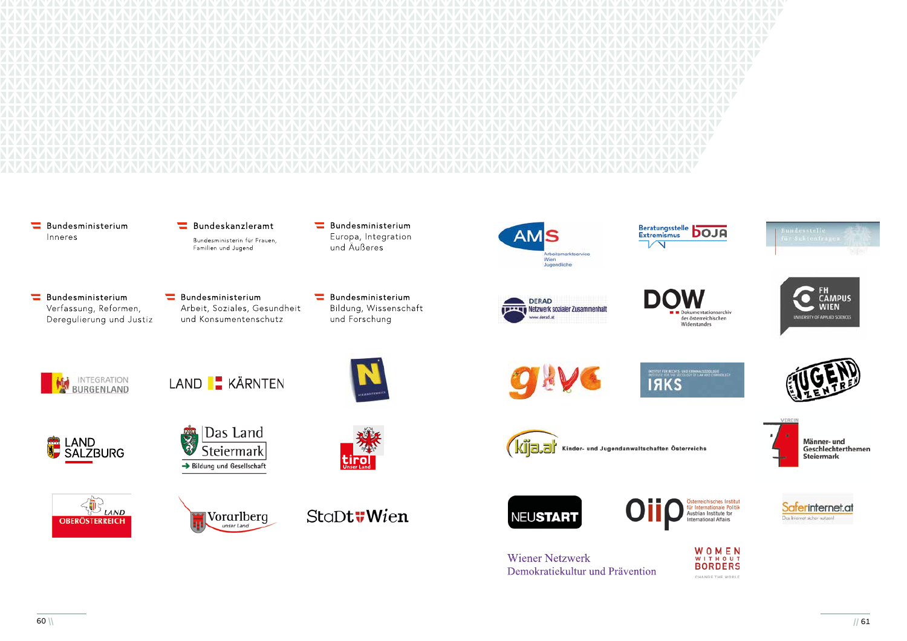Bundesministerium
Inneres

Bundeskanzleramt
Bundesministerin für Frauen, Familien und Jugend

Bundesministerium
Europa, Integration und Äußeres

Bundesministerium
Verfassung, Reformen, Deregulierung und Justiz

Bundesministerium
Arbeit, Soziales, Gesundheit und Konsumentenschutz

Bundesministerium
Bildung, Wissenschaft und Forschung

INTEGRATION BURGENLAND

LAND KÄRNTEN

NIEDERÖSTERREICH

LAND SALZBURG

Das Land Steiermark
→ Bildung und Gesellschaft

tirol Unser Land

LAND OBERÖSTERREICH

Vorarlberg unser Land

StaDt Wien

AMS Arbeitsmarktservice Wien Jugendliche

Beratungsstelle Extremismus

bOJA

Bundesstelle für Sektenfragen

DERAD Netzwerk sozialer Zusammenhalt www.derad.at

DÖW Dokumentationsarchiv des österreichischen Widerstandes

FH CAMPUS WIEN UNIVERSITY OF APPLIED SCIENCES

INSTITUT FÜR RECHTS- UND KRIMINALSOZIOLOGIE
INSTITUTE FOR THE SOCIOLOGY OF LAW AND CRIMINOLOGY
IRKS

JUGENDZENTREN

kija.at Kinder- und Jugendanwaltschaften Österreichs

VEREIN Männer- und Geschlechterthemen Steiermark

NEUSTART

oiip Österreichisches Institut für Internationale Politik
Austrian Institute for International Affairs

Saferinternet.at
Das Internet sicher nutzen!

Wiener Netzwerk Demokratiekultur und Prävention

WOMEN WITHOUT BORDERS
CHANGE THE WORLD